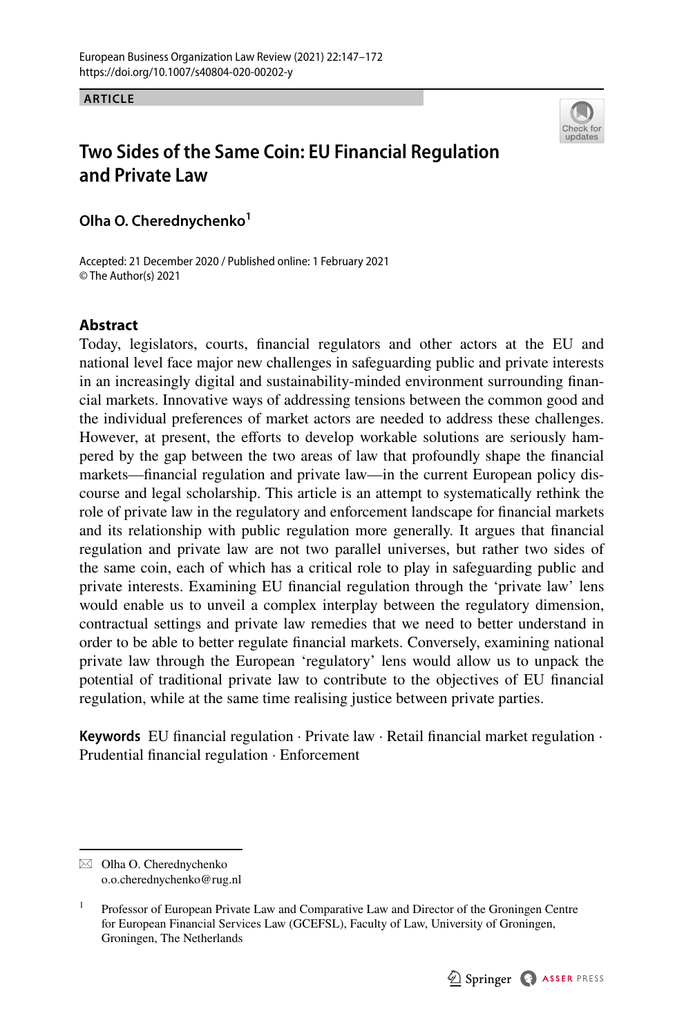**ARTICLE**

# Two Sides of the Same Coin: EU Financial Regulation and Private Law

**Olha O. Cherednychenko**[1]

Accepted: 21 December 2020 / Published online: 1 February 2021
© The Author(s) 2021

## Abstract

Today, legislators, courts, financial regulators and other actors at the EU and national level face major new challenges in safeguarding public and private interests in an increasingly digital and sustainability-minded environment surrounding financial markets. Innovative ways of addressing tensions between the common good and the individual preferences of market actors are needed to address these challenges. However, at present, the efforts to develop workable solutions are seriously hampered by the gap between the two areas of law that profoundly shape the financial markets—financial regulation and private law—in the current European policy discourse and legal scholarship. This article is an attempt to systematically rethink the role of private law in the regulatory and enforcement landscape for financial markets and its relationship with public regulation more generally. It argues that financial regulation and private law are not two parallel universes, but rather two sides of the same coin, each of which has a critical role to play in safeguarding public and private interests. Examining EU financial regulation through the 'private law' lens would enable us to unveil a complex interplay between the regulatory dimension, contractual settings and private law remedies that we need to better understand in order to be able to better regulate financial markets. Conversely, examining national private law through the European 'regulatory' lens would allow us to unpack the potential of traditional private law to contribute to the objectives of EU financial regulation, while at the same time realising justice between private parties.

**Keywords** EU financial regulation · Private law · Retail financial market regulation · Prudential financial regulation · Enforcement

---

✉ Olha O. Cherednychenko
o.o.cherednychenko@rug.nl

[1] Professor of European Private Law and Comparative Law and Director of the Groningen Centre for European Financial Services Law (GCEFSL), Faculty of Law, University of Groningen, Groningen, The Netherlands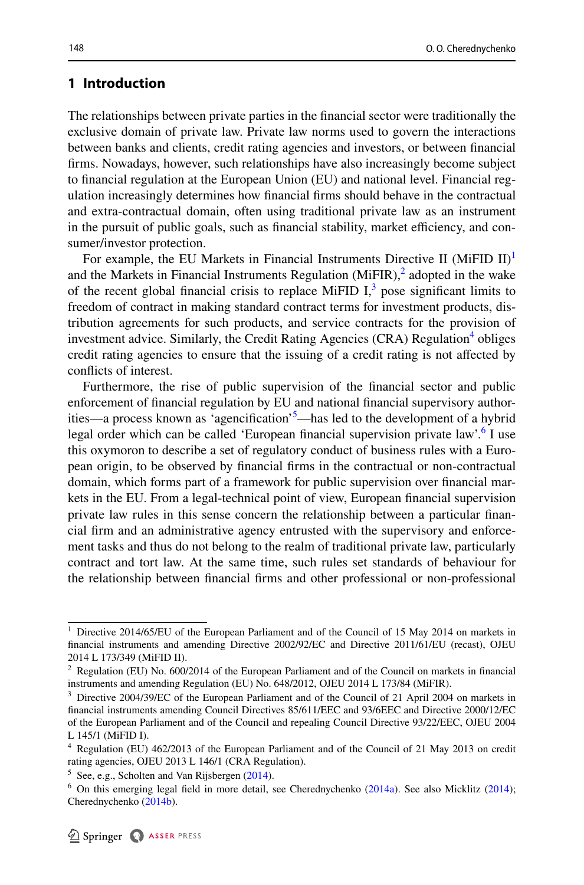## 1 Introduction

The relationships between private parties in the financial sector were traditionally the exclusive domain of private law. Private law norms used to govern the interactions between banks and clients, credit rating agencies and investors, or between financial firms. Nowadays, however, such relationships have also increasingly become subject to financial regulation at the European Union (EU) and national level. Financial regulation increasingly determines how financial firms should behave in the contractual and extra-contractual domain, often using traditional private law as an instrument in the pursuit of public goals, such as financial stability, market efficiency, and consumer/investor protection.

For example, the EU Markets in Financial Instruments Directive II (MiFID II)[1] and the Markets in Financial Instruments Regulation (MiFIR),[2] adopted in the wake of the recent global financial crisis to replace MiFID I,[3] pose significant limits to freedom of contract in making standard contract terms for investment products, distribution agreements for such products, and service contracts for the provision of investment advice. Similarly, the Credit Rating Agencies (CRA) Regulation[4] obliges credit rating agencies to ensure that the issuing of a credit rating is not affected by conflicts of interest.

Furthermore, the rise of public supervision of the financial sector and public enforcement of financial regulation by EU and national financial supervisory authorities—a process known as 'agencification'[5]—has led to the development of a hybrid legal order which can be called 'European financial supervision private law'.[6] I use this oxymoron to describe a set of regulatory conduct of business rules with a European origin, to be observed by financial firms in the contractual or non-contractual domain, which forms part of a framework for public supervision over financial markets in the EU. From a legal-technical point of view, European financial supervision private law rules in this sense concern the relationship between a particular financial firm and an administrative agency entrusted with the supervisory and enforcement tasks and thus do not belong to the realm of traditional private law, particularly contract and tort law. At the same time, such rules set standards of behaviour for the relationship between financial firms and other professional or non-professional

---

[1] Directive 2014/65/EU of the European Parliament and of the Council of 15 May 2014 on markets in financial instruments and amending Directive 2002/92/EC and Directive 2011/61/EU (recast), OJEU 2014 L 173/349 (MiFID II).

[2] Regulation (EU) No. 600/2014 of the European Parliament and of the Council on markets in financial instruments and amending Regulation (EU) No. 648/2012, OJEU 2014 L 173/84 (MiFIR).

[3] Directive 2004/39/EC of the European Parliament and of the Council of 21 April 2004 on markets in financial instruments amending Council Directives 85/611/EEC and 93/6EEC and Directive 2000/12/EC of the European Parliament and of the Council and repealing Council Directive 93/22/EEC, OJEU 2004 L 145/1 (MiFID I).

[4] Regulation (EU) 462/2013 of the European Parliament and of the Council of 21 May 2013 on credit rating agencies, OJEU 2013 L 146/1 (CRA Regulation).

[5] See, e.g., Scholten and Van Rijsbergen (2014).

[6] On this emerging legal field in more detail, see Cherednychenko (2014a). See also Micklitz (2014); Cherednychenko (2014b).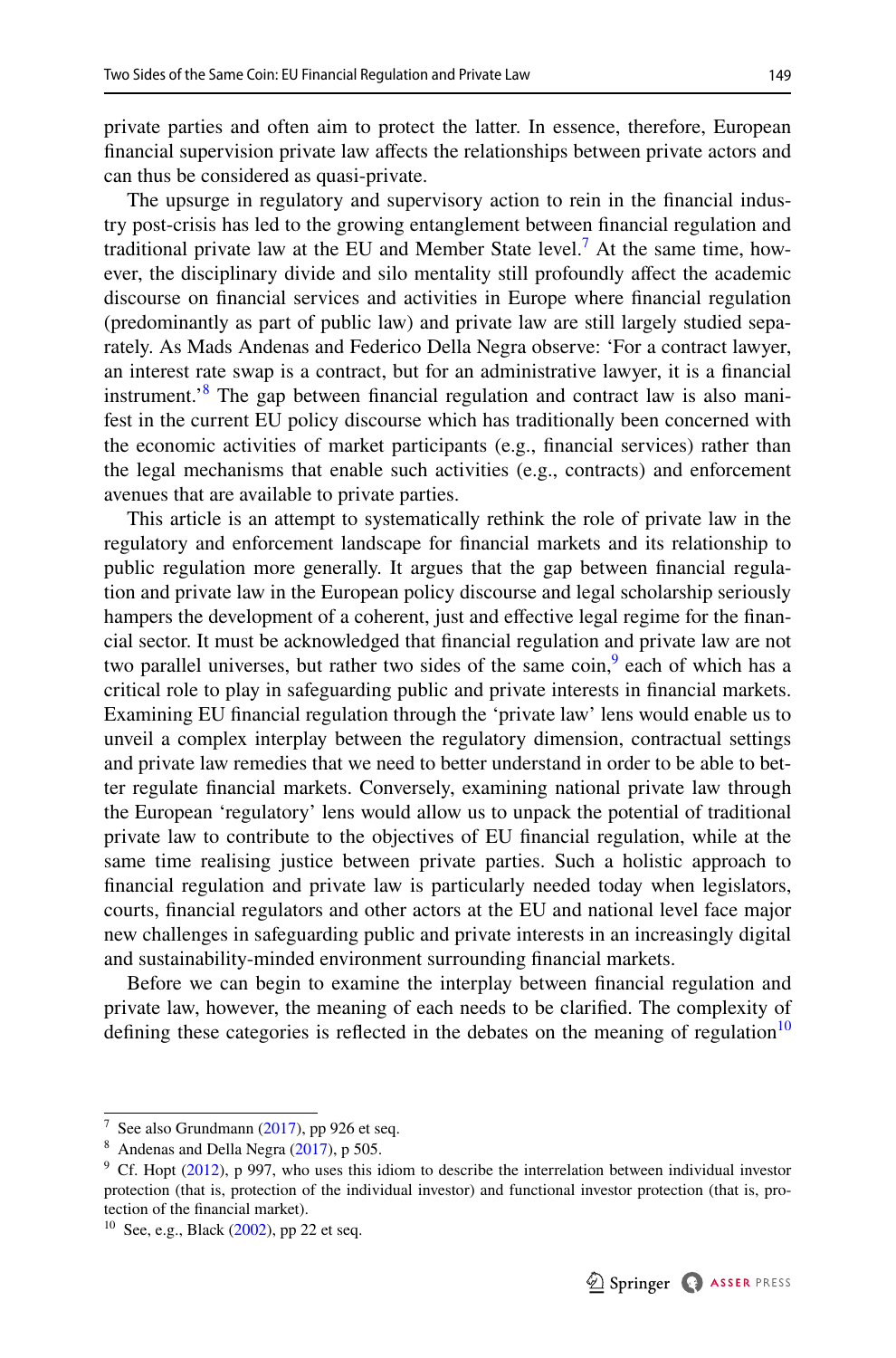private parties and often aim to protect the latter. In essence, therefore, European financial supervision private law affects the relationships between private actors and can thus be considered as quasi-private.

The upsurge in regulatory and supervisory action to rein in the financial industry post-crisis has led to the growing entanglement between financial regulation and traditional private law at the EU and Member State level.[7] At the same time, however, the disciplinary divide and silo mentality still profoundly affect the academic discourse on financial services and activities in Europe where financial regulation (predominantly as part of public law) and private law are still largely studied separately. As Mads Andenas and Federico Della Negra observe: 'For a contract lawyer, an interest rate swap is a contract, but for an administrative lawyer, it is a financial instrument.'[8] The gap between financial regulation and contract law is also manifest in the current EU policy discourse which has traditionally been concerned with the economic activities of market participants (e.g., financial services) rather than the legal mechanisms that enable such activities (e.g., contracts) and enforcement avenues that are available to private parties.

This article is an attempt to systematically rethink the role of private law in the regulatory and enforcement landscape for financial markets and its relationship to public regulation more generally. It argues that the gap between financial regulation and private law in the European policy discourse and legal scholarship seriously hampers the development of a coherent, just and effective legal regime for the financial sector. It must be acknowledged that financial regulation and private law are not two parallel universes, but rather two sides of the same coin,[9] each of which has a critical role to play in safeguarding public and private interests in financial markets. Examining EU financial regulation through the 'private law' lens would enable us to unveil a complex interplay between the regulatory dimension, contractual settings and private law remedies that we need to better understand in order to be able to better regulate financial markets. Conversely, examining national private law through the European 'regulatory' lens would allow us to unpack the potential of traditional private law to contribute to the objectives of EU financial regulation, while at the same time realising justice between private parties. Such a holistic approach to financial regulation and private law is particularly needed today when legislators, courts, financial regulators and other actors at the EU and national level face major new challenges in safeguarding public and private interests in an increasingly digital and sustainability-minded environment surrounding financial markets.

Before we can begin to examine the interplay between financial regulation and private law, however, the meaning of each needs to be clarified. The complexity of defining these categories is reflected in the debates on the meaning of regulation[10]

---

[7] See also Grundmann (2017), pp 926 et seq.

[8] Andenas and Della Negra (2017), p 505.

[9] Cf. Hopt (2012), p 997, who uses this idiom to describe the interrelation between individual investor protection (that is, protection of the individual investor) and functional investor protection (that is, protection of the financial market).

[10] See, e.g., Black (2002), pp 22 et seq.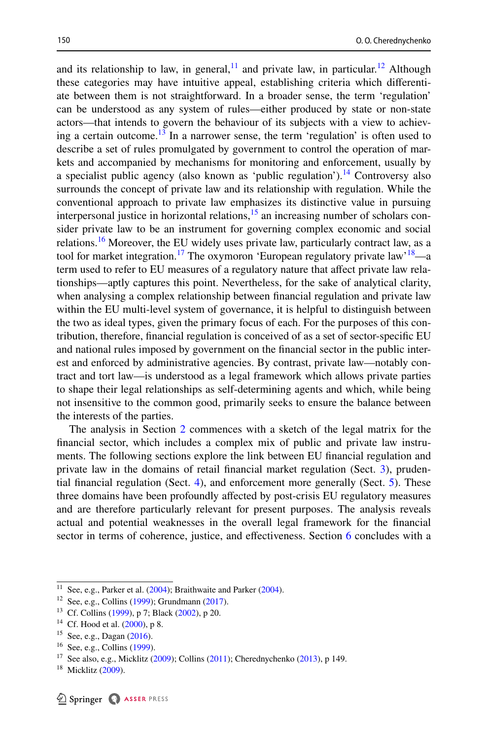and its relationship to law, in general,[11] and private law, in particular.[12] Although these categories may have intuitive appeal, establishing criteria which differentiate between them is not straightforward. In a broader sense, the term 'regulation' can be understood as any system of rules—either produced by state or non-state actors—that intends to govern the behaviour of its subjects with a view to achieving a certain outcome.[13] In a narrower sense, the term 'regulation' is often used to describe a set of rules promulgated by government to control the operation of markets and accompanied by mechanisms for monitoring and enforcement, usually by a specialist public agency (also known as 'public regulation').[14] Controversy also surrounds the concept of private law and its relationship with regulation. While the conventional approach to private law emphasizes its distinctive value in pursuing interpersonal justice in horizontal relations,[15] an increasing number of scholars consider private law to be an instrument for governing complex economic and social relations.[16] Moreover, the EU widely uses private law, particularly contract law, as a tool for market integration.[17] The oxymoron 'European regulatory private law'[18]—a term used to refer to EU measures of a regulatory nature that affect private law relationships—aptly captures this point. Nevertheless, for the sake of analytical clarity, when analysing a complex relationship between financial regulation and private law within the EU multi-level system of governance, it is helpful to distinguish between the two as ideal types, given the primary focus of each. For the purposes of this contribution, therefore, financial regulation is conceived of as a set of sector-specific EU and national rules imposed by government on the financial sector in the public interest and enforced by administrative agencies. By contrast, private law—notably contract and tort law—is understood as a legal framework which allows private parties to shape their legal relationships as self-determining agents and which, while being not insensitive to the common good, primarily seeks to ensure the balance between the interests of the parties.

The analysis in Section 2 commences with a sketch of the legal matrix for the financial sector, which includes a complex mix of public and private law instruments. The following sections explore the link between EU financial regulation and private law in the domains of retail financial market regulation (Sect. 3), prudential financial regulation (Sect. 4), and enforcement more generally (Sect. 5). These three domains have been profoundly affected by post-crisis EU regulatory measures and are therefore particularly relevant for present purposes. The analysis reveals actual and potential weaknesses in the overall legal framework for the financial sector in terms of coherence, justice, and effectiveness. Section 6 concludes with a

---

[11] See, e.g., Parker et al. (2004); Braithwaite and Parker (2004).

[12] See, e.g., Collins (1999); Grundmann (2017).

[13] Cf. Collins (1999), p 7; Black (2002), p 20.

[14] Cf. Hood et al. (2000), p 8.

[15] See, e.g., Dagan (2016).

[16] See, e.g., Collins (1999).

[17] See also, e.g., Micklitz (2009); Collins (2011); Cherednychenko (2013), p 149.

[18] Micklitz (2009).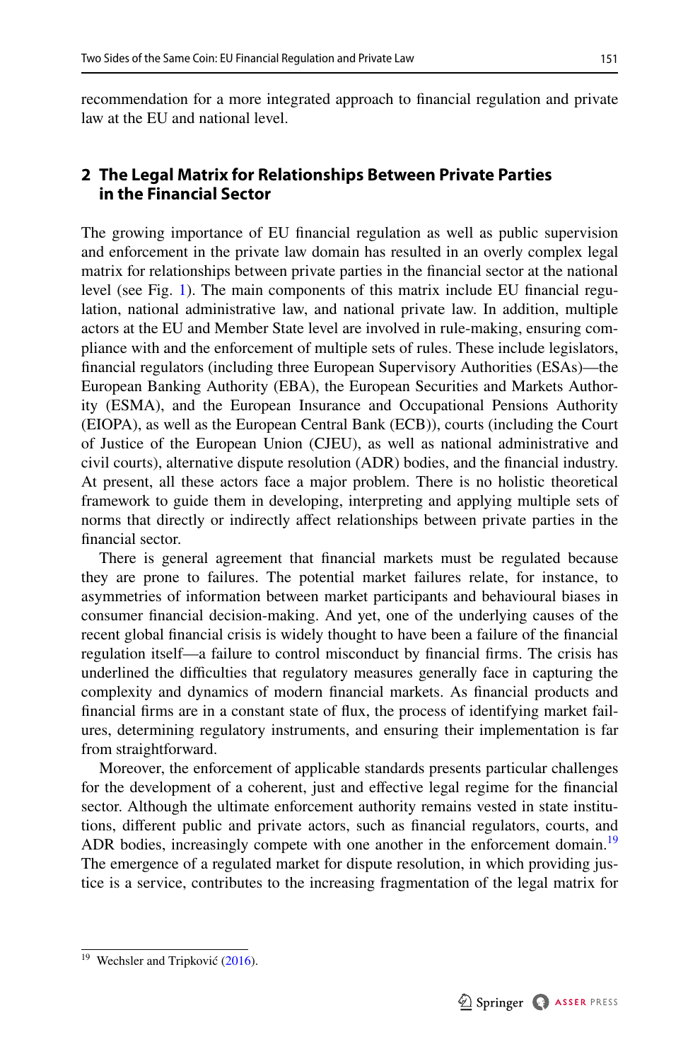recommendation for a more integrated approach to financial regulation and private law at the EU and national level.

## 2 The Legal Matrix for Relationships Between Private Parties in the Financial Sector

The growing importance of EU financial regulation as well as public supervision and enforcement in the private law domain has resulted in an overly complex legal matrix for relationships between private parties in the financial sector at the national level (see Fig. 1). The main components of this matrix include EU financial regulation, national administrative law, and national private law. In addition, multiple actors at the EU and Member State level are involved in rule-making, ensuring compliance with and the enforcement of multiple sets of rules. These include legislators, financial regulators (including three European Supervisory Authorities (ESAs)—the European Banking Authority (EBA), the European Securities and Markets Authority (ESMA), and the European Insurance and Occupational Pensions Authority (EIOPA), as well as the European Central Bank (ECB)), courts (including the Court of Justice of the European Union (CJEU), as well as national administrative and civil courts), alternative dispute resolution (ADR) bodies, and the financial industry. At present, all these actors face a major problem. There is no holistic theoretical framework to guide them in developing, interpreting and applying multiple sets of norms that directly or indirectly affect relationships between private parties in the financial sector.

There is general agreement that financial markets must be regulated because they are prone to failures. The potential market failures relate, for instance, to asymmetries of information between market participants and behavioural biases in consumer financial decision-making. And yet, one of the underlying causes of the recent global financial crisis is widely thought to have been a failure of the financial regulation itself—a failure to control misconduct by financial firms. The crisis has underlined the difficulties that regulatory measures generally face in capturing the complexity and dynamics of modern financial markets. As financial products and financial firms are in a constant state of flux, the process of identifying market failures, determining regulatory instruments, and ensuring their implementation is far from straightforward.

Moreover, the enforcement of applicable standards presents particular challenges for the development of a coherent, just and effective legal regime for the financial sector. Although the ultimate enforcement authority remains vested in state institutions, different public and private actors, such as financial regulators, courts, and ADR bodies, increasingly compete with one another in the enforcement domain.[19] The emergence of a regulated market for dispute resolution, in which providing justice is a service, contributes to the increasing fragmentation of the legal matrix for

[19] Wechsler and Tripković (2016).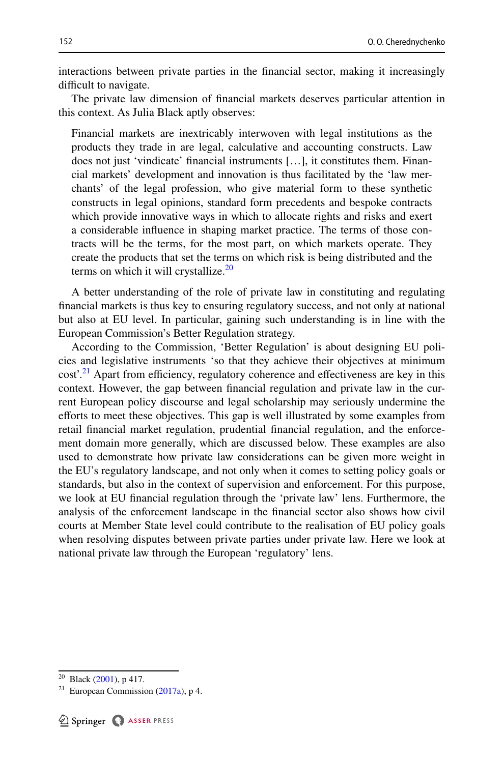interactions between private parties in the financial sector, making it increasingly difficult to navigate.

The private law dimension of financial markets deserves particular attention in this context. As Julia Black aptly observes:

> Financial markets are inextricably interwoven with legal institutions as the products they trade in are legal, calculative and accounting constructs. Law does not just 'vindicate' financial instruments […], it constitutes them. Financial markets' development and innovation is thus facilitated by the 'law merchants' of the legal profession, who give material form to these synthetic constructs in legal opinions, standard form precedents and bespoke contracts which provide innovative ways in which to allocate rights and risks and exert a considerable influence in shaping market practice. The terms of those contracts will be the terms, for the most part, on which markets operate. They create the products that set the terms on which risk is being distributed and the terms on which it will crystallize.[20]

A better understanding of the role of private law in constituting and regulating financial markets is thus key to ensuring regulatory success, and not only at national but also at EU level. In particular, gaining such understanding is in line with the European Commission's Better Regulation strategy.

According to the Commission, 'Better Regulation' is about designing EU policies and legislative instruments 'so that they achieve their objectives at minimum cost'.[21] Apart from efficiency, regulatory coherence and effectiveness are key in this context. However, the gap between financial regulation and private law in the current European policy discourse and legal scholarship may seriously undermine the efforts to meet these objectives. This gap is well illustrated by some examples from retail financial market regulation, prudential financial regulation, and the enforcement domain more generally, which are discussed below. These examples are also used to demonstrate how private law considerations can be given more weight in the EU's regulatory landscape, and not only when it comes to setting policy goals or standards, but also in the context of supervision and enforcement. For this purpose, we look at EU financial regulation through the 'private law' lens. Furthermore, the analysis of the enforcement landscape in the financial sector also shows how civil courts at Member State level could contribute to the realisation of EU policy goals when resolving disputes between private parties under private law. Here we look at national private law through the European 'regulatory' lens.

---

[20] Black (2001), p 417.

[21] European Commission (2017a), p 4.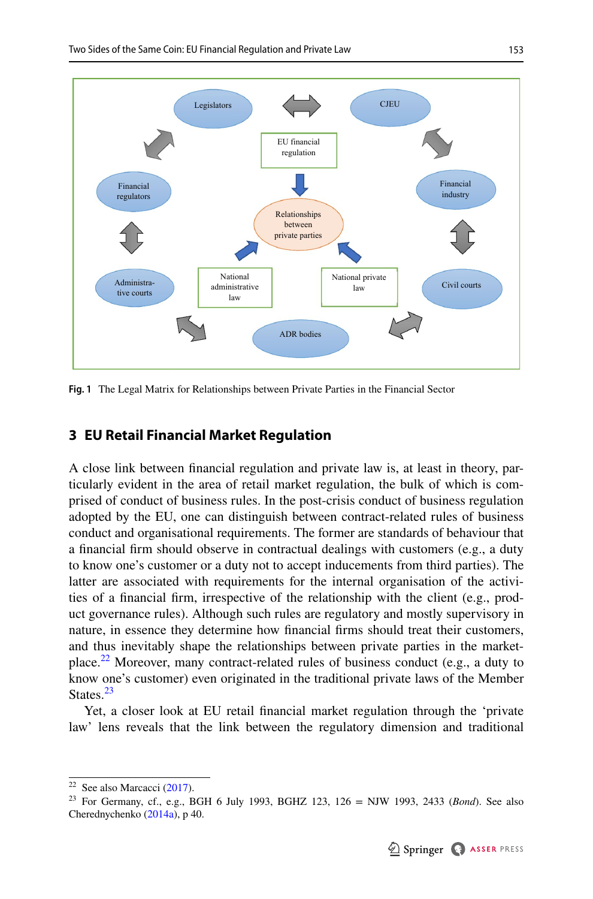Fig. 1 The Legal Matrix for Relationships between Private Parties in the Financial Sector

## 3 EU Retail Financial Market Regulation

A close link between financial regulation and private law is, at least in theory, particularly evident in the area of retail market regulation, the bulk of which is comprised of conduct of business rules. In the post-crisis conduct of business regulation adopted by the EU, one can distinguish between contract-related rules of business conduct and organisational requirements. The former are standards of behaviour that a financial firm should observe in contractual dealings with customers (e.g., a duty to know one's customer or a duty not to accept inducements from third parties). The latter are associated with requirements for the internal organisation of the activities of a financial firm, irrespective of the relationship with the client (e.g., product governance rules). Although such rules are regulatory and mostly supervisory in nature, in essence they determine how financial firms should treat their customers, and thus inevitably shape the relationships between private parties in the marketplace.[22] Moreover, many contract-related rules of business conduct (e.g., a duty to know one's customer) even originated in the traditional private laws of the Member States.[23]

Yet, a closer look at EU retail financial market regulation through the 'private law' lens reveals that the link between the regulatory dimension and traditional

---

[22] See also Marcacci (2017).

[23] For Germany, cf., e.g., BGH 6 July 1993, BGHZ 123, 126 = NJW 1993, 2433 (*Bond*). See also Cherednychenko (2014a), p 40.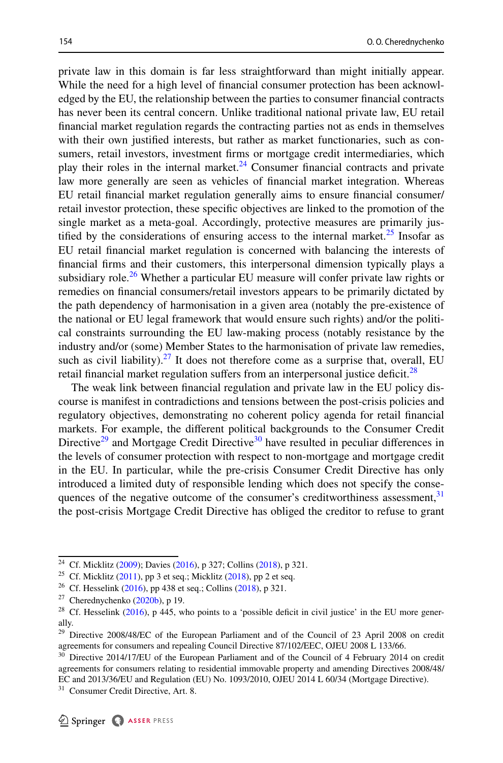private law in this domain is far less straightforward than might initially appear. While the need for a high level of financial consumer protection has been acknowledged by the EU, the relationship between the parties to consumer financial contracts has never been its central concern. Unlike traditional national private law, EU retail financial market regulation regards the contracting parties not as ends in themselves with their own justified interests, but rather as market functionaries, such as consumers, retail investors, investment firms or mortgage credit intermediaries, which play their roles in the internal market.[24] Consumer financial contracts and private law more generally are seen as vehicles of financial market integration. Whereas EU retail financial market regulation generally aims to ensure financial consumer/retail investor protection, these specific objectives are linked to the promotion of the single market as a meta-goal. Accordingly, protective measures are primarily justified by the considerations of ensuring access to the internal market.[25] Insofar as EU retail financial market regulation is concerned with balancing the interests of financial firms and their customers, this interpersonal dimension typically plays a subsidiary role.[26] Whether a particular EU measure will confer private law rights or remedies on financial consumers/retail investors appears to be primarily dictated by the path dependency of harmonisation in a given area (notably the pre-existence of the national or EU legal framework that would ensure such rights) and/or the political constraints surrounding the EU law-making process (notably resistance by the industry and/or (some) Member States to the harmonisation of private law remedies, such as civil liability).[27] It does not therefore come as a surprise that, overall, EU retail financial market regulation suffers from an interpersonal justice deficit.[28]

The weak link between financial regulation and private law in the EU policy discourse is manifest in contradictions and tensions between the post-crisis policies and regulatory objectives, demonstrating no coherent policy agenda for retail financial markets. For example, the different political backgrounds to the Consumer Credit Directive[29] and Mortgage Credit Directive[30] have resulted in peculiar differences in the levels of consumer protection with respect to non-mortgage and mortgage credit in the EU. In particular, while the pre-crisis Consumer Credit Directive has only introduced a limited duty of responsible lending which does not specify the consequences of the negative outcome of the consumer's creditworthiness assessment,[31] the post-crisis Mortgage Credit Directive has obliged the creditor to refuse to grant

---

[24] Cf. Micklitz (2009); Davies (2016), p 327; Collins (2018), p 321.

[25] Cf. Micklitz (2011), pp 3 et seq.; Micklitz (2018), pp 2 et seq.

[26] Cf. Hesselink (2016), pp 438 et seq.; Collins (2018), p 321.

[27] Cherednychenko (2020b), p 19.

[28] Cf. Hesselink (2016), p 445, who points to a 'possible deficit in civil justice' in the EU more generally.

[29] Directive 2008/48/EC of the European Parliament and of the Council of 23 April 2008 on credit agreements for consumers and repealing Council Directive 87/102/EEC, OJEU 2008 L 133/66.

[30] Directive 2014/17/EU of the European Parliament and of the Council of 4 February 2014 on credit agreements for consumers relating to residential immovable property and amending Directives 2008/48/EC and 2013/36/EU and Regulation (EU) No. 1093/2010, OJEU 2014 L 60/34 (Mortgage Directive).

[31] Consumer Credit Directive, Art. 8.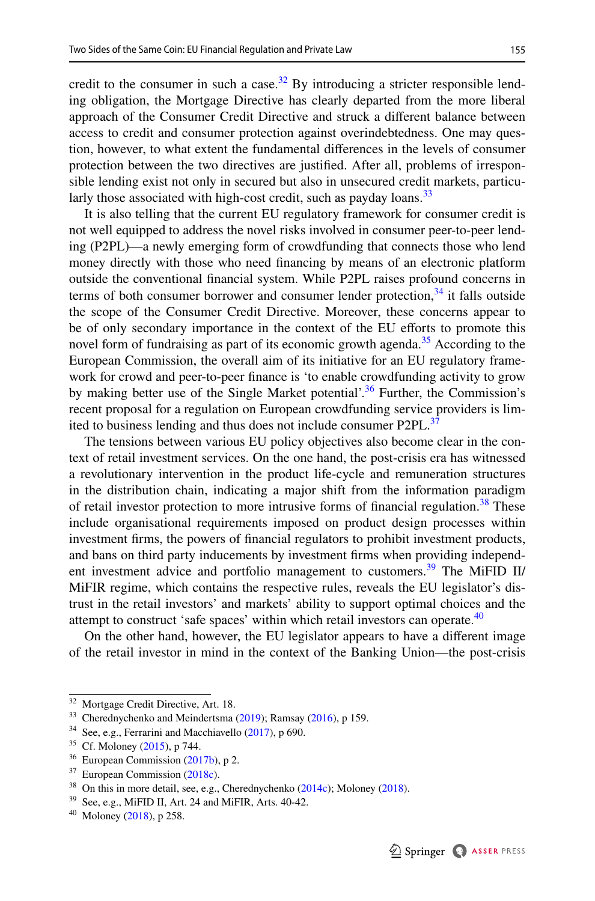credit to the consumer in such a case.[32] By introducing a stricter responsible lending obligation, the Mortgage Directive has clearly departed from the more liberal approach of the Consumer Credit Directive and struck a different balance between access to credit and consumer protection against overindebtedness. One may question, however, to what extent the fundamental differences in the levels of consumer protection between the two directives are justified. After all, problems of irresponsible lending exist not only in secured but also in unsecured credit markets, particularly those associated with high-cost credit, such as payday loans.[33]

It is also telling that the current EU regulatory framework for consumer credit is not well equipped to address the novel risks involved in consumer peer-to-peer lending (P2PL)—a newly emerging form of crowdfunding that connects those who lend money directly with those who need financing by means of an electronic platform outside the conventional financial system. While P2PL raises profound concerns in terms of both consumer borrower and consumer lender protection,[34] it falls outside the scope of the Consumer Credit Directive. Moreover, these concerns appear to be of only secondary importance in the context of the EU efforts to promote this novel form of fundraising as part of its economic growth agenda.[35] According to the European Commission, the overall aim of its initiative for an EU regulatory framework for crowd and peer-to-peer finance is 'to enable crowdfunding activity to grow by making better use of the Single Market potential'.[36] Further, the Commission's recent proposal for a regulation on European crowdfunding service providers is limited to business lending and thus does not include consumer P2PL.[37]

The tensions between various EU policy objectives also become clear in the context of retail investment services. On the one hand, the post-crisis era has witnessed a revolutionary intervention in the product life-cycle and remuneration structures in the distribution chain, indicating a major shift from the information paradigm of retail investor protection to more intrusive forms of financial regulation.[38] These include organisational requirements imposed on product design processes within investment firms, the powers of financial regulators to prohibit investment products, and bans on third party inducements by investment firms when providing independent investment advice and portfolio management to customers.[39] The MiFID II/MiFIR regime, which contains the respective rules, reveals the EU legislator's distrust in the retail investors' and markets' ability to support optimal choices and the attempt to construct 'safe spaces' within which retail investors can operate.[40]

On the other hand, however, the EU legislator appears to have a different image of the retail investor in mind in the context of the Banking Union—the post-crisis

---

[32] Mortgage Credit Directive, Art. 18.

[33] Cherednychenko and Meindertsma (2019); Ramsay (2016), p 159.

[34] See, e.g., Ferrarini and Macchiavello (2017), p 690.

[35] Cf. Moloney (2015), p 744.

[36] European Commission (2017b), p 2.

[37] European Commission (2018c).

[38] On this in more detail, see, e.g., Cherednychenko (2014c); Moloney (2018).

[39] See, e.g., MiFID II, Art. 24 and MiFIR, Arts. 40-42.

[40] Moloney (2018), p 258.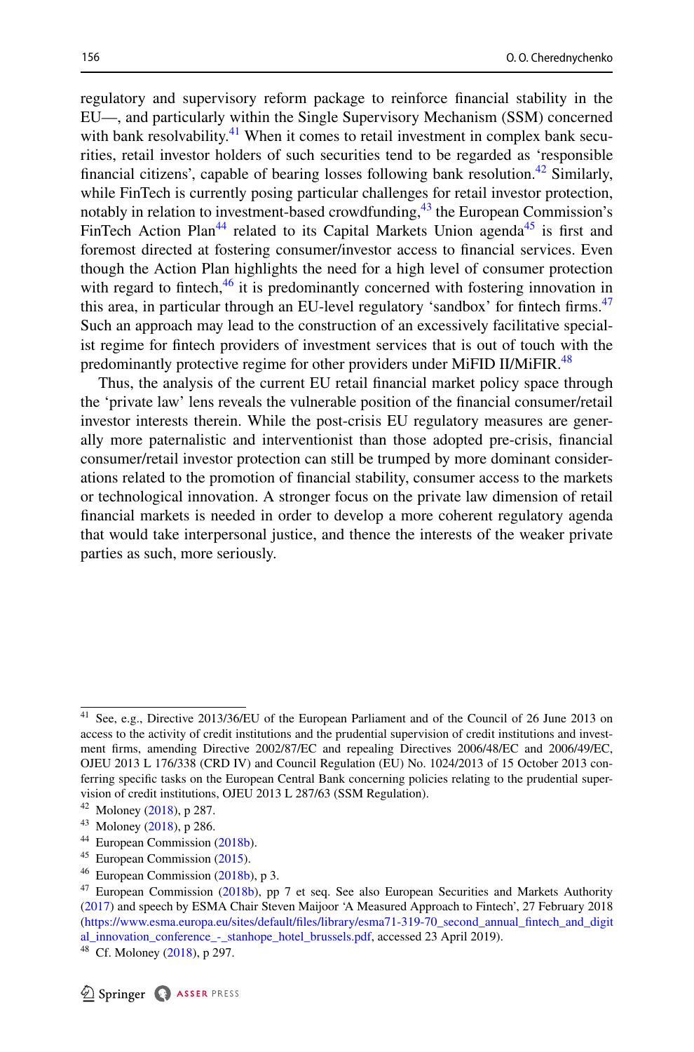regulatory and supervisory reform package to reinforce financial stability in the EU—, and particularly within the Single Supervisory Mechanism (SSM) concerned with bank resolvability.[41] When it comes to retail investment in complex bank securities, retail investor holders of such securities tend to be regarded as 'responsible financial citizens', capable of bearing losses following bank resolution.[42] Similarly, while FinTech is currently posing particular challenges for retail investor protection, notably in relation to investment-based crowdfunding,[43] the European Commission's FinTech Action Plan[44] related to its Capital Markets Union agenda[45] is first and foremost directed at fostering consumer/investor access to financial services. Even though the Action Plan highlights the need for a high level of consumer protection with regard to fintech,[46] it is predominantly concerned with fostering innovation in this area, in particular through an EU-level regulatory 'sandbox' for fintech firms.[47] Such an approach may lead to the construction of an excessively facilitative specialist regime for fintech providers of investment services that is out of touch with the predominantly protective regime for other providers under MiFID II/MiFIR.[48]

Thus, the analysis of the current EU retail financial market policy space through the 'private law' lens reveals the vulnerable position of the financial consumer/retail investor interests therein. While the post-crisis EU regulatory measures are generally more paternalistic and interventionist than those adopted pre-crisis, financial consumer/retail investor protection can still be trumped by more dominant considerations related to the promotion of financial stability, consumer access to the markets or technological innovation. A stronger focus on the private law dimension of retail financial markets is needed in order to develop a more coherent regulatory agenda that would take interpersonal justice, and thence the interests of the weaker private parties as such, more seriously.

---

[41] See, e.g., Directive 2013/36/EU of the European Parliament and of the Council of 26 June 2013 on access to the activity of credit institutions and the prudential supervision of credit institutions and investment firms, amending Directive 2002/87/EC and repealing Directives 2006/48/EC and 2006/49/EC, OJEU 2013 L 176/338 (CRD IV) and Council Regulation (EU) No. 1024/2013 of 15 October 2013 conferring specific tasks on the European Central Bank concerning policies relating to the prudential supervision of credit institutions, OJEU 2013 L 287/63 (SSM Regulation).

[42] Moloney (2018), p 287.

[43] Moloney (2018), p 286.

[44] European Commission (2018b).

[45] European Commission (2015).

[46] European Commission (2018b), p 3.

[47] European Commission (2018b), pp 7 et seq. See also European Securities and Markets Authority (2017) and speech by ESMA Chair Steven Maijoor 'A Measured Approach to Fintech', 27 February 2018 (https://www.esma.europa.eu/sites/default/files/library/esma71-319-70_second_annual_fintech_and_digital_innovation_conference_-_stanhope_hotel_brussels.pdf, accessed 23 April 2019).

[48] Cf. Moloney (2018), p 297.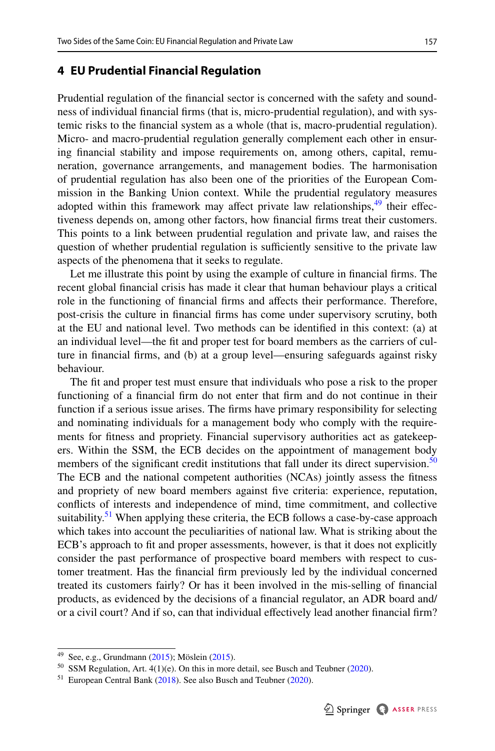## 4 EU Prudential Financial Regulation

Prudential regulation of the financial sector is concerned with the safety and soundness of individual financial firms (that is, micro-prudential regulation), and with systemic risks to the financial system as a whole (that is, macro-prudential regulation). Micro- and macro-prudential regulation generally complement each other in ensuring financial stability and impose requirements on, among others, capital, remuneration, governance arrangements, and management bodies. The harmonisation of prudential regulation has also been one of the priorities of the European Commission in the Banking Union context. While the prudential regulatory measures adopted within this framework may affect private law relationships,[49] their effectiveness depends on, among other factors, how financial firms treat their customers. This points to a link between prudential regulation and private law, and raises the question of whether prudential regulation is sufficiently sensitive to the private law aspects of the phenomena that it seeks to regulate.

Let me illustrate this point by using the example of culture in financial firms. The recent global financial crisis has made it clear that human behaviour plays a critical role in the functioning of financial firms and affects their performance. Therefore, post-crisis the culture in financial firms has come under supervisory scrutiny, both at the EU and national level. Two methods can be identified in this context: (a) at an individual level—the fit and proper test for board members as the carriers of culture in financial firms, and (b) at a group level—ensuring safeguards against risky behaviour.

The fit and proper test must ensure that individuals who pose a risk to the proper functioning of a financial firm do not enter that firm and do not continue in their function if a serious issue arises. The firms have primary responsibility for selecting and nominating individuals for a management body who comply with the requirements for fitness and propriety. Financial supervisory authorities act as gatekeepers. Within the SSM, the ECB decides on the appointment of management body members of the significant credit institutions that fall under its direct supervision.[50] The ECB and the national competent authorities (NCAs) jointly assess the fitness and propriety of new board members against five criteria: experience, reputation, conflicts of interests and independence of mind, time commitment, and collective suitability.[51] When applying these criteria, the ECB follows a case-by-case approach which takes into account the peculiarities of national law. What is striking about the ECB's approach to fit and proper assessments, however, is that it does not explicitly consider the past performance of prospective board members with respect to customer treatment. Has the financial firm previously led by the individual concerned treated its customers fairly? Or has it been involved in the mis-selling of financial products, as evidenced by the decisions of a financial regulator, an ADR board and/or a civil court? And if so, can that individual effectively lead another financial firm?

---

[49] See, e.g., Grundmann (2015); Möslein (2015).

[50] SSM Regulation, Art. 4(1)(e). On this in more detail, see Busch and Teubner (2020).

[51] European Central Bank (2018). See also Busch and Teubner (2020).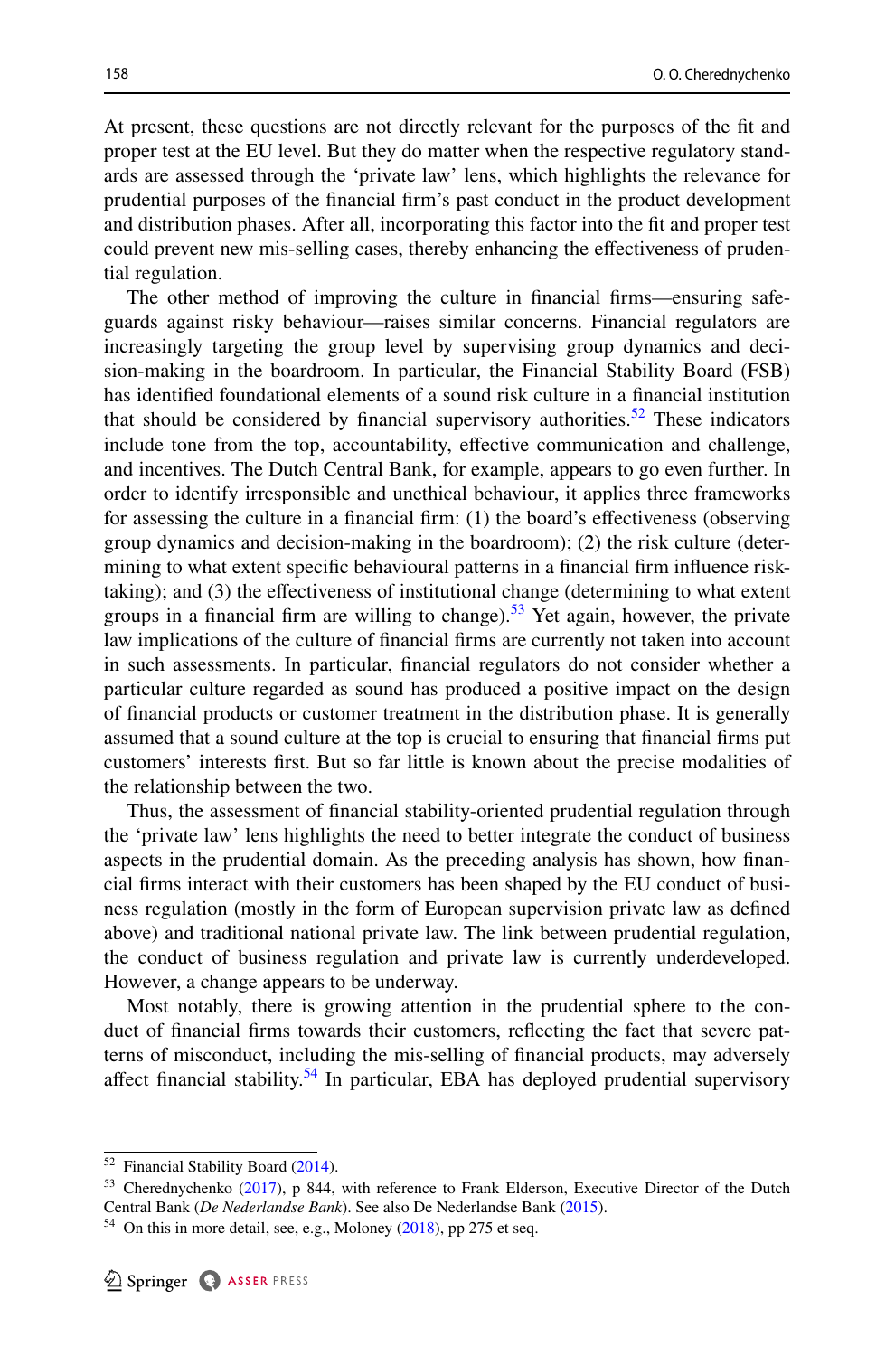At present, these questions are not directly relevant for the purposes of the fit and proper test at the EU level. But they do matter when the respective regulatory standards are assessed through the 'private law' lens, which highlights the relevance for prudential purposes of the financial firm's past conduct in the product development and distribution phases. After all, incorporating this factor into the fit and proper test could prevent new mis-selling cases, thereby enhancing the effectiveness of prudential regulation.

The other method of improving the culture in financial firms—ensuring safeguards against risky behaviour—raises similar concerns. Financial regulators are increasingly targeting the group level by supervising group dynamics and decision-making in the boardroom. In particular, the Financial Stability Board (FSB) has identified foundational elements of a sound risk culture in a financial institution that should be considered by financial supervisory authorities.[52] These indicators include tone from the top, accountability, effective communication and challenge, and incentives. The Dutch Central Bank, for example, appears to go even further. In order to identify irresponsible and unethical behaviour, it applies three frameworks for assessing the culture in a financial firm: (1) the board's effectiveness (observing group dynamics and decision-making in the boardroom); (2) the risk culture (determining to what extent specific behavioural patterns in a financial firm influence risk-taking); and (3) the effectiveness of institutional change (determining to what extent groups in a financial firm are willing to change).[53] Yet again, however, the private law implications of the culture of financial firms are currently not taken into account in such assessments. In particular, financial regulators do not consider whether a particular culture regarded as sound has produced a positive impact on the design of financial products or customer treatment in the distribution phase. It is generally assumed that a sound culture at the top is crucial to ensuring that financial firms put customers' interests first. But so far little is known about the precise modalities of the relationship between the two.

Thus, the assessment of financial stability-oriented prudential regulation through the 'private law' lens highlights the need to better integrate the conduct of business aspects in the prudential domain. As the preceding analysis has shown, how financial firms interact with their customers has been shaped by the EU conduct of business regulation (mostly in the form of European supervision private law as defined above) and traditional national private law. The link between prudential regulation, the conduct of business regulation and private law is currently underdeveloped. However, a change appears to be underway.

Most notably, there is growing attention in the prudential sphere to the conduct of financial firms towards their customers, reflecting the fact that severe patterns of misconduct, including the mis-selling of financial products, may adversely affect financial stability.[54] In particular, EBA has deployed prudential supervisory

---

[52] Financial Stability Board (2014).

[53] Cherednychenko (2017), p 844, with reference to Frank Elderson, Executive Director of the Dutch Central Bank (*De Nederlandse Bank*). See also De Nederlandse Bank (2015).

[54] On this in more detail, see, e.g., Moloney (2018), pp 275 et seq.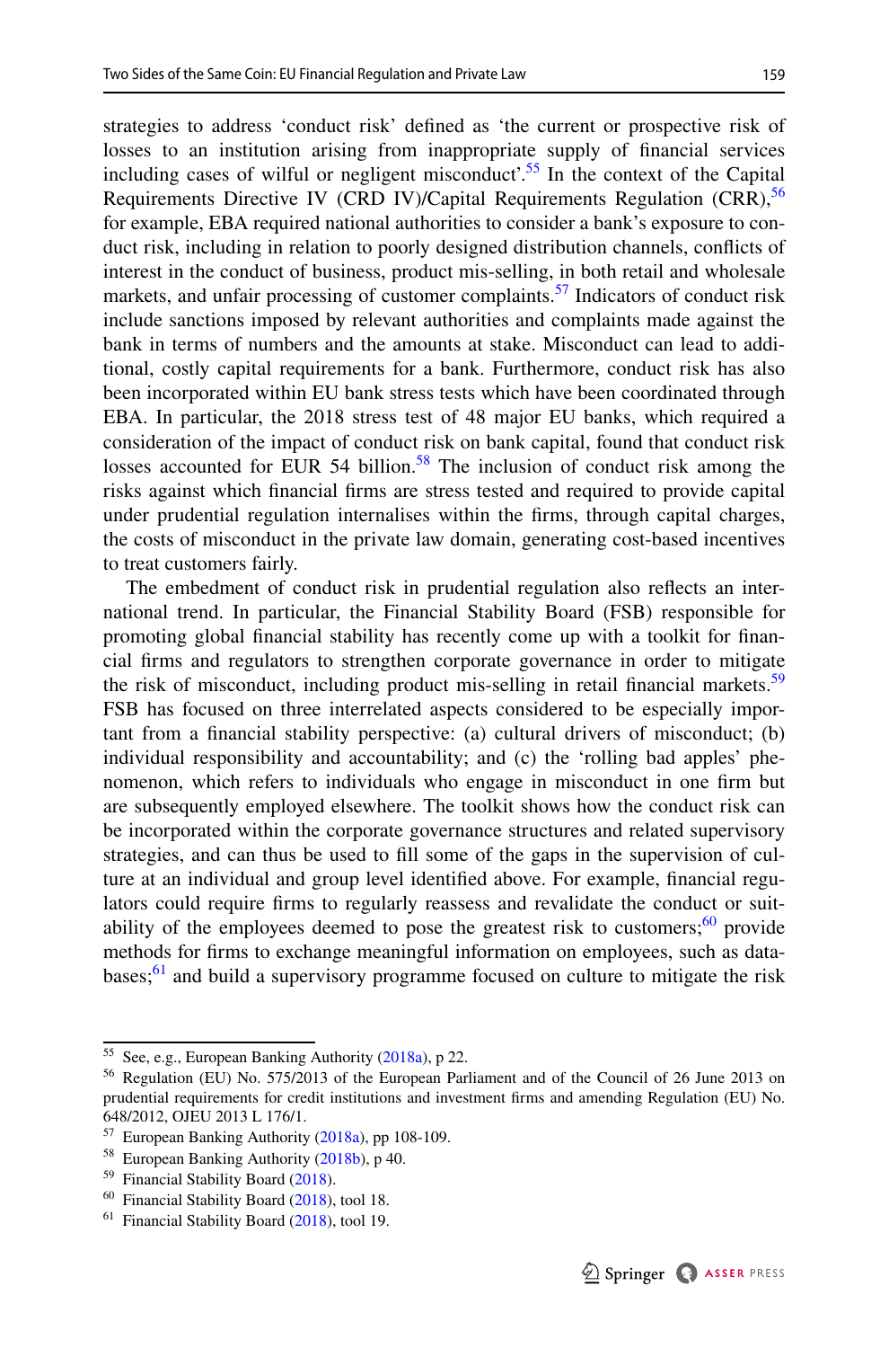strategies to address 'conduct risk' defined as 'the current or prospective risk of losses to an institution arising from inappropriate supply of financial services including cases of wilful or negligent misconduct'.[55] In the context of the Capital Requirements Directive IV (CRD IV)/Capital Requirements Regulation (CRR),[56] for example, EBA required national authorities to consider a bank's exposure to conduct risk, including in relation to poorly designed distribution channels, conflicts of interest in the conduct of business, product mis-selling, in both retail and wholesale markets, and unfair processing of customer complaints.[57] Indicators of conduct risk include sanctions imposed by relevant authorities and complaints made against the bank in terms of numbers and the amounts at stake. Misconduct can lead to additional, costly capital requirements for a bank. Furthermore, conduct risk has also been incorporated within EU bank stress tests which have been coordinated through EBA. In particular, the 2018 stress test of 48 major EU banks, which required a consideration of the impact of conduct risk on bank capital, found that conduct risk losses accounted for EUR 54 billion.[58] The inclusion of conduct risk among the risks against which financial firms are stress tested and required to provide capital under prudential regulation internalises within the firms, through capital charges, the costs of misconduct in the private law domain, generating cost-based incentives to treat customers fairly.

The embedment of conduct risk in prudential regulation also reflects an international trend. In particular, the Financial Stability Board (FSB) responsible for promoting global financial stability has recently come up with a toolkit for financial firms and regulators to strengthen corporate governance in order to mitigate the risk of misconduct, including product mis-selling in retail financial markets.[59] FSB has focused on three interrelated aspects considered to be especially important from a financial stability perspective: (a) cultural drivers of misconduct; (b) individual responsibility and accountability; and (c) the 'rolling bad apples' phenomenon, which refers to individuals who engage in misconduct in one firm but are subsequently employed elsewhere. The toolkit shows how the conduct risk can be incorporated within the corporate governance structures and related supervisory strategies, and can thus be used to fill some of the gaps in the supervision of culture at an individual and group level identified above. For example, financial regulators could require firms to regularly reassess and revalidate the conduct or suitability of the employees deemed to pose the greatest risk to customers;[60] provide methods for firms to exchange meaningful information on employees, such as databases;[61] and build a supervisory programme focused on culture to mitigate the risk

---

[55] See, e.g., European Banking Authority (2018a), p 22.

[56] Regulation (EU) No. 575/2013 of the European Parliament and of the Council of 26 June 2013 on prudential requirements for credit institutions and investment firms and amending Regulation (EU) No. 648/2012, OJEU 2013 L 176/1.

[57] European Banking Authority (2018a), pp 108-109.

[58] European Banking Authority (2018b), p 40.

[59] Financial Stability Board (2018).

[60] Financial Stability Board (2018), tool 18.

[61] Financial Stability Board (2018), tool 19.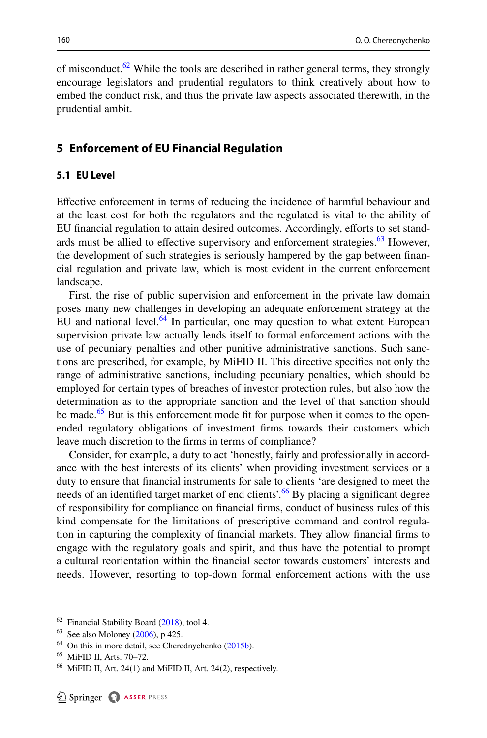of misconduct.[62] While the tools are described in rather general terms, they strongly encourage legislators and prudential regulators to think creatively about how to embed the conduct risk, and thus the private law aspects associated therewith, in the prudential ambit.

## 5 Enforcement of EU Financial Regulation

### 5.1 EU Level

Effective enforcement in terms of reducing the incidence of harmful behaviour and at the least cost for both the regulators and the regulated is vital to the ability of EU financial regulation to attain desired outcomes. Accordingly, efforts to set standards must be allied to effective supervisory and enforcement strategies.[63] However, the development of such strategies is seriously hampered by the gap between financial regulation and private law, which is most evident in the current enforcement landscape.

First, the rise of public supervision and enforcement in the private law domain poses many new challenges in developing an adequate enforcement strategy at the EU and national level.[64] In particular, one may question to what extent European supervision private law actually lends itself to formal enforcement actions with the use of pecuniary penalties and other punitive administrative sanctions. Such sanctions are prescribed, for example, by MiFID II. This directive specifies not only the range of administrative sanctions, including pecuniary penalties, which should be employed for certain types of breaches of investor protection rules, but also how the determination as to the appropriate sanction and the level of that sanction should be made.[65] But is this enforcement mode fit for purpose when it comes to the open-ended regulatory obligations of investment firms towards their customers which leave much discretion to the firms in terms of compliance?

Consider, for example, a duty to act 'honestly, fairly and professionally in accordance with the best interests of its clients' when providing investment services or a duty to ensure that financial instruments for sale to clients 'are designed to meet the needs of an identified target market of end clients'.[66] By placing a significant degree of responsibility for compliance on financial firms, conduct of business rules of this kind compensate for the limitations of prescriptive command and control regulation in capturing the complexity of financial markets. They allow financial firms to engage with the regulatory goals and spirit, and thus have the potential to prompt a cultural reorientation within the financial sector towards customers' interests and needs. However, resorting to top-down formal enforcement actions with the use

---

[62] Financial Stability Board (2018), tool 4.

[63] See also Moloney (2006), p 425.

[64] On this in more detail, see Cherednychenko (2015b).

[65] MiFID II, Arts. 70–72.

[66] MiFID II, Art. 24(1) and MiFID II, Art. 24(2), respectively.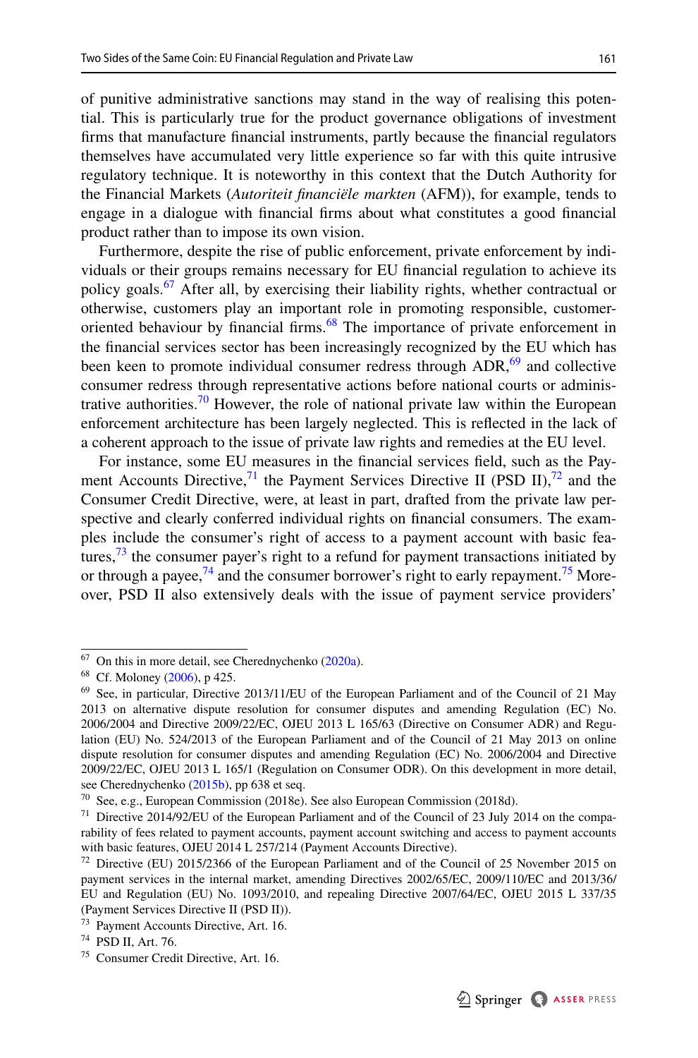of punitive administrative sanctions may stand in the way of realising this potential. This is particularly true for the product governance obligations of investment firms that manufacture financial instruments, partly because the financial regulators themselves have accumulated very little experience so far with this quite intrusive regulatory technique. It is noteworthy in this context that the Dutch Authority for the Financial Markets (*Autoriteit financiële markten* (AFM)), for example, tends to engage in a dialogue with financial firms about what constitutes a good financial product rather than to impose its own vision.

Furthermore, despite the rise of public enforcement, private enforcement by individuals or their groups remains necessary for EU financial regulation to achieve its policy goals.[67] After all, by exercising their liability rights, whether contractual or otherwise, customers play an important role in promoting responsible, customer-oriented behaviour by financial firms.[68] The importance of private enforcement in the financial services sector has been increasingly recognized by the EU which has been keen to promote individual consumer redress through ADR,[69] and collective consumer redress through representative actions before national courts or administrative authorities.[70] However, the role of national private law within the European enforcement architecture has been largely neglected. This is reflected in the lack of a coherent approach to the issue of private law rights and remedies at the EU level.

For instance, some EU measures in the financial services field, such as the Payment Accounts Directive,[71] the Payment Services Directive II (PSD II),[72] and the Consumer Credit Directive, were, at least in part, drafted from the private law perspective and clearly conferred individual rights on financial consumers. The examples include the consumer's right of access to a payment account with basic features,[73] the consumer payer's right to a refund for payment transactions initiated by or through a payee,[74] and the consumer borrower's right to early repayment.[75] Moreover, PSD II also extensively deals with the issue of payment service providers'

---

[67] On this in more detail, see Cherednychenko (2020a).

[68] Cf. Moloney (2006), p 425.

[69] See, in particular, Directive 2013/11/EU of the European Parliament and of the Council of 21 May 2013 on alternative dispute resolution for consumer disputes and amending Regulation (EC) No. 2006/2004 and Directive 2009/22/EC, OJEU 2013 L 165/63 (Directive on Consumer ADR) and Regulation (EU) No. 524/2013 of the European Parliament and of the Council of 21 May 2013 on online dispute resolution for consumer disputes and amending Regulation (EC) No. 2006/2004 and Directive 2009/22/EC, OJEU 2013 L 165/1 (Regulation on Consumer ODR). On this development in more detail, see Cherednychenko (2015b), pp 638 et seq.

[70] See, e.g., European Commission (2018e). See also European Commission (2018d).

[71] Directive 2014/92/EU of the European Parliament and of the Council of 23 July 2014 on the comparability of fees related to payment accounts, payment account switching and access to payment accounts with basic features, OJEU 2014 L 257/214 (Payment Accounts Directive).

[72] Directive (EU) 2015/2366 of the European Parliament and of the Council of 25 November 2015 on payment services in the internal market, amending Directives 2002/65/EC, 2009/110/EC and 2013/36/EU and Regulation (EU) No. 1093/2010, and repealing Directive 2007/64/EC, OJEU 2015 L 337/35 (Payment Services Directive II (PSD II)).

[73] Payment Accounts Directive, Art. 16.

[74] PSD II, Art. 76.

[75] Consumer Credit Directive, Art. 16.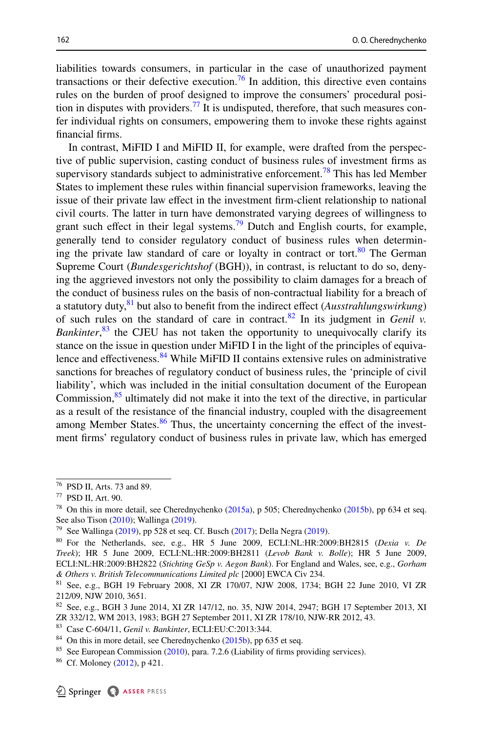liabilities towards consumers, in particular in the case of unauthorized payment transactions or their defective execution.[76] In addition, this directive even contains rules on the burden of proof designed to improve the consumers' procedural position in disputes with providers.[77] It is undisputed, therefore, that such measures confer individual rights on consumers, empowering them to invoke these rights against financial firms.

In contrast, MiFID I and MiFID II, for example, were drafted from the perspective of public supervision, casting conduct of business rules of investment firms as supervisory standards subject to administrative enforcement.[78] This has led Member States to implement these rules within financial supervision frameworks, leaving the issue of their private law effect in the investment firm-client relationship to national civil courts. The latter in turn have demonstrated varying degrees of willingness to grant such effect in their legal systems.[79] Dutch and English courts, for example, generally tend to consider regulatory conduct of business rules when determining the private law standard of care or loyalty in contract or tort.[80] The German Supreme Court (*Bundesgerichtshof* (BGH)), in contrast, is reluctant to do so, denying the aggrieved investors not only the possibility to claim damages for a breach of the conduct of business rules on the basis of non-contractual liability for a breach of a statutory duty,[81] but also to benefit from the indirect effect (*Ausstrahlungswirkung*) of such rules on the standard of care in contract.[82] In its judgment in *Genil v. Bankinter*,[83] the CJEU has not taken the opportunity to unequivocally clarify its stance on the issue in question under MiFID I in the light of the principles of equivalence and effectiveness.[84] While MiFID II contains extensive rules on administrative sanctions for breaches of regulatory conduct of business rules, the 'principle of civil liability', which was included in the initial consultation document of the European Commission,[85] ultimately did not make it into the text of the directive, in particular as a result of the resistance of the financial industry, coupled with the disagreement among Member States.[86] Thus, the uncertainty concerning the effect of the investment firms' regulatory conduct of business rules in private law, which has emerged

---

[76] PSD II, Arts. 73 and 89.

[77] PSD II, Art. 90.

[78] On this in more detail, see Cherednychenko (2015a), p 505; Cherednychenko (2015b), pp 634 et seq. See also Tison (2010); Wallinga (2019).

[79] See Wallinga (2019), pp 528 et seq. Cf. Busch (2017); Della Negra (2019).

[80] For the Netherlands, see, e.g., HR 5 June 2009, ECLI:NL:HR:2009:BH2815 (*Dexia v. De Treek*); HR 5 June 2009, ECLI:NL:HR:2009:BH2811 (*Levob Bank v. Bolle*); HR 5 June 2009, ECLI:NL:HR:2009:BH2822 (*Stichting GeSp v. Aegon Bank*). For England and Wales, see, e.g., *Gorham & Others v. British Telecommunications Limited plc* [2000] EWCA Civ 234.

[81] See, e.g., BGH 19 February 2008, XI ZR 170/07, NJW 2008, 1734; BGH 22 June 2010, VI ZR 212/09, NJW 2010, 3651.

[82] See, e.g., BGH 3 June 2014, XI ZR 147/12, no. 35, NJW 2014, 2947; BGH 17 September 2013, XI ZR 332/12, WM 2013, 1983; BGH 27 September 2011, XI ZR 178/10, NJW-RR 2012, 43.

[83] Case C-604/11, *Genil v. Bankinter*, ECLI:EU:C:2013:344.

[84] On this in more detail, see Cherednychenko (2015b), pp 635 et seq.

[85] See European Commission (2010), para. 7.2.6 (Liability of firms providing services).

[86] Cf. Moloney (2012), p 421.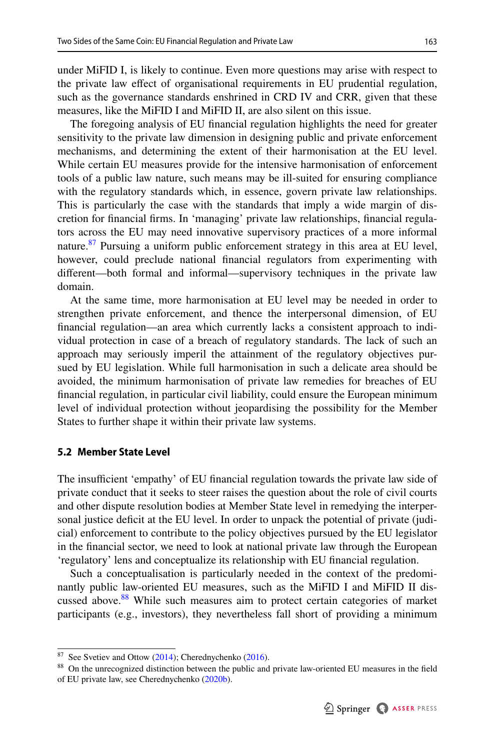under MiFID I, is likely to continue. Even more questions may arise with respect to the private law effect of organisational requirements in EU prudential regulation, such as the governance standards enshrined in CRD IV and CRR, given that these measures, like the MiFID I and MiFID II, are also silent on this issue.

The foregoing analysis of EU financial regulation highlights the need for greater sensitivity to the private law dimension in designing public and private enforcement mechanisms, and determining the extent of their harmonisation at the EU level. While certain EU measures provide for the intensive harmonisation of enforcement tools of a public law nature, such means may be ill-suited for ensuring compliance with the regulatory standards which, in essence, govern private law relationships. This is particularly the case with the standards that imply a wide margin of discretion for financial firms. In 'managing' private law relationships, financial regulators across the EU may need innovative supervisory practices of a more informal nature.[87] Pursuing a uniform public enforcement strategy in this area at EU level, however, could preclude national financial regulators from experimenting with different—both formal and informal—supervisory techniques in the private law domain.

At the same time, more harmonisation at EU level may be needed in order to strengthen private enforcement, and thence the interpersonal dimension, of EU financial regulation—an area which currently lacks a consistent approach to individual protection in case of a breach of regulatory standards. The lack of such an approach may seriously imperil the attainment of the regulatory objectives pursued by EU legislation. While full harmonisation in such a delicate area should be avoided, the minimum harmonisation of private law remedies for breaches of EU financial regulation, in particular civil liability, could ensure the European minimum level of individual protection without jeopardising the possibility for the Member States to further shape it within their private law systems.

### 5.2 Member State Level

The insufficient 'empathy' of EU financial regulation towards the private law side of private conduct that it seeks to steer raises the question about the role of civil courts and other dispute resolution bodies at Member State level in remedying the interpersonal justice deficit at the EU level. In order to unpack the potential of private (judicial) enforcement to contribute to the policy objectives pursued by the EU legislator in the financial sector, we need to look at national private law through the European 'regulatory' lens and conceptualize its relationship with EU financial regulation.

Such a conceptualisation is particularly needed in the context of the predominantly public law-oriented EU measures, such as the MiFID I and MiFID II discussed above.[88] While such measures aim to protect certain categories of market participants (e.g., investors), they nevertheless fall short of providing a minimum

---

[87] See Svetiev and Ottow (2014); Cherednychenko (2016).

[88] On the unrecognized distinction between the public and private law-oriented EU measures in the field of EU private law, see Cherednychenko (2020b).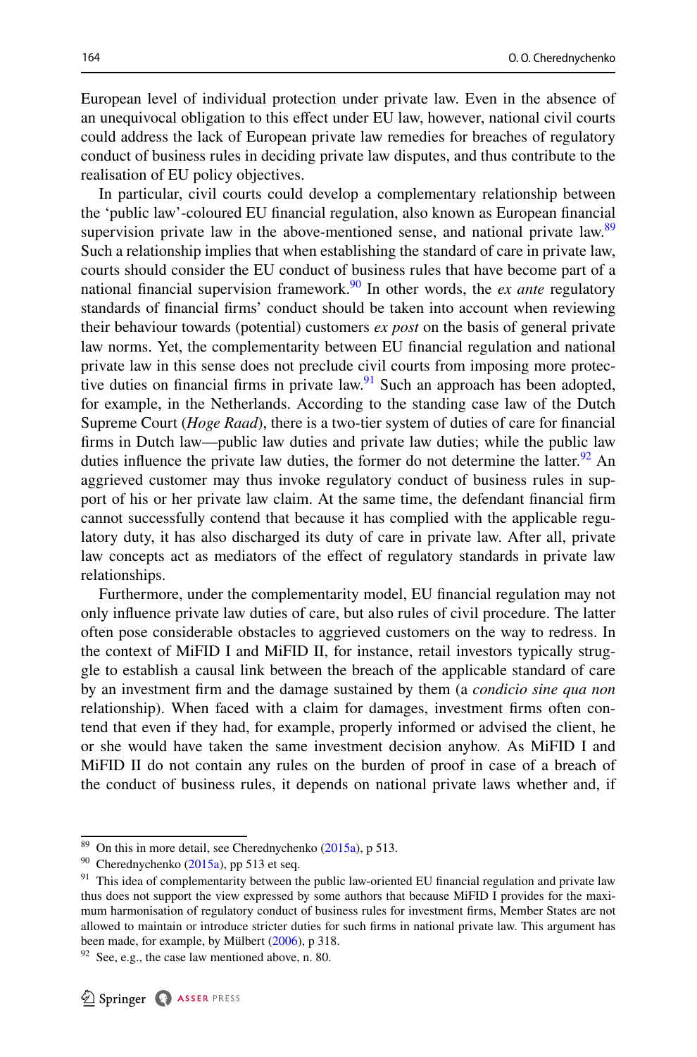European level of individual protection under private law. Even in the absence of an unequivocal obligation to this effect under EU law, however, national civil courts could address the lack of European private law remedies for breaches of regulatory conduct of business rules in deciding private law disputes, and thus contribute to the realisation of EU policy objectives.

In particular, civil courts could develop a complementary relationship between the 'public law'-coloured EU financial regulation, also known as European financial supervision private law in the above-mentioned sense, and national private law.[89] Such a relationship implies that when establishing the standard of care in private law, courts should consider the EU conduct of business rules that have become part of a national financial supervision framework.[90] In other words, the *ex ante* regulatory standards of financial firms' conduct should be taken into account when reviewing their behaviour towards (potential) customers *ex post* on the basis of general private law norms. Yet, the complementarity between EU financial regulation and national private law in this sense does not preclude civil courts from imposing more protective duties on financial firms in private law.[91] Such an approach has been adopted, for example, in the Netherlands. According to the standing case law of the Dutch Supreme Court (*Hoge Raad*), there is a two-tier system of duties of care for financial firms in Dutch law—public law duties and private law duties; while the public law duties influence the private law duties, the former do not determine the latter.[92] An aggrieved customer may thus invoke regulatory conduct of business rules in support of his or her private law claim. At the same time, the defendant financial firm cannot successfully contend that because it has complied with the applicable regulatory duty, it has also discharged its duty of care in private law. After all, private law concepts act as mediators of the effect of regulatory standards in private law relationships.

Furthermore, under the complementarity model, EU financial regulation may not only influence private law duties of care, but also rules of civil procedure. The latter often pose considerable obstacles to aggrieved customers on the way to redress. In the context of MiFID I and MiFID II, for instance, retail investors typically struggle to establish a causal link between the breach of the applicable standard of care by an investment firm and the damage sustained by them (a *condicio sine qua non* relationship). When faced with a claim for damages, investment firms often contend that even if they had, for example, properly informed or advised the client, he or she would have taken the same investment decision anyhow. As MiFID I and MiFID II do not contain any rules on the burden of proof in case of a breach of the conduct of business rules, it depends on national private laws whether and, if

---

[89] On this in more detail, see Cherednychenko (2015a), p 513.

[90] Cherednychenko (2015a), pp 513 et seq.

[91] This idea of complementarity between the public law-oriented EU financial regulation and private law thus does not support the view expressed by some authors that because MiFID I provides for the maximum harmonisation of regulatory conduct of business rules for investment firms, Member States are not allowed to maintain or introduce stricter duties for such firms in national private law. This argument has been made, for example, by Mülbert (2006), p 318.

[92] See, e.g., the case law mentioned above, n. 80.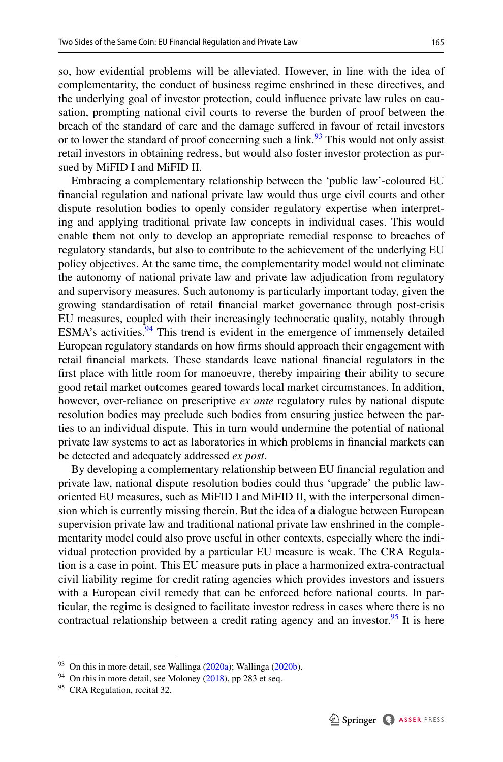so, how evidential problems will be alleviated. However, in line with the idea of complementarity, the conduct of business regime enshrined in these directives, and the underlying goal of investor protection, could influence private law rules on causation, prompting national civil courts to reverse the burden of proof between the breach of the standard of care and the damage suffered in favour of retail investors or to lower the standard of proof concerning such a link.[93] This would not only assist retail investors in obtaining redress, but would also foster investor protection as pursued by MiFID I and MiFID II.

Embracing a complementary relationship between the 'public law'-coloured EU financial regulation and national private law would thus urge civil courts and other dispute resolution bodies to openly consider regulatory expertise when interpreting and applying traditional private law concepts in individual cases. This would enable them not only to develop an appropriate remedial response to breaches of regulatory standards, but also to contribute to the achievement of the underlying EU policy objectives. At the same time, the complementarity model would not eliminate the autonomy of national private law and private law adjudication from regulatory and supervisory measures. Such autonomy is particularly important today, given the growing standardisation of retail financial market governance through post-crisis EU measures, coupled with their increasingly technocratic quality, notably through ESMA's activities.[94] This trend is evident in the emergence of immensely detailed European regulatory standards on how firms should approach their engagement with retail financial markets. These standards leave national financial regulators in the first place with little room for manoeuvre, thereby impairing their ability to secure good retail market outcomes geared towards local market circumstances. In addition, however, over-reliance on prescriptive *ex ante* regulatory rules by national dispute resolution bodies may preclude such bodies from ensuring justice between the parties to an individual dispute. This in turn would undermine the potential of national private law systems to act as laboratories in which problems in financial markets can be detected and adequately addressed *ex post*.

By developing a complementary relationship between EU financial regulation and private law, national dispute resolution bodies could thus 'upgrade' the public law-oriented EU measures, such as MiFID I and MiFID II, with the interpersonal dimension which is currently missing therein. But the idea of a dialogue between European supervision private law and traditional national private law enshrined in the complementarity model could also prove useful in other contexts, especially where the individual protection provided by a particular EU measure is weak. The CRA Regulation is a case in point. This EU measure puts in place a harmonized extra-contractual civil liability regime for credit rating agencies which provides investors and issuers with a European civil remedy that can be enforced before national courts. In particular, the regime is designed to facilitate investor redress in cases where there is no contractual relationship between a credit rating agency and an investor.[95] It is here

---

[93] On this in more detail, see Wallinga (2020a); Wallinga (2020b).

[94] On this in more detail, see Moloney (2018), pp 283 et seq.

[95] CRA Regulation, recital 32.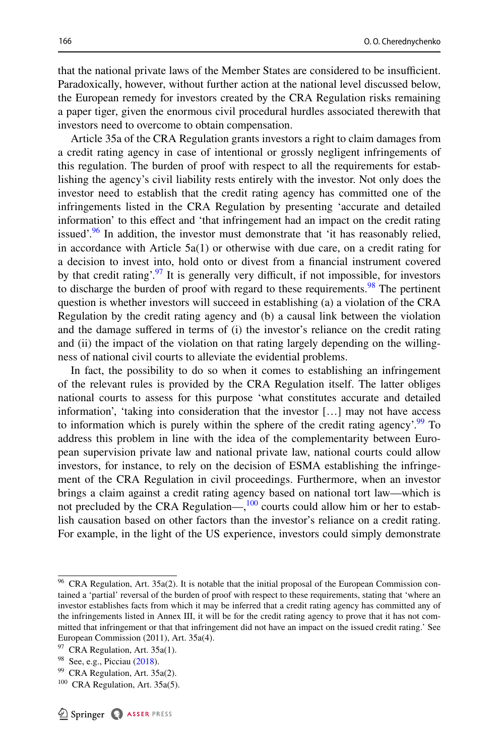that the national private laws of the Member States are considered to be insufficient. Paradoxically, however, without further action at the national level discussed below, the European remedy for investors created by the CRA Regulation risks remaining a paper tiger, given the enormous civil procedural hurdles associated therewith that investors need to overcome to obtain compensation.

Article 35a of the CRA Regulation grants investors a right to claim damages from a credit rating agency in case of intentional or grossly negligent infringements of this regulation. The burden of proof with respect to all the requirements for establishing the agency's civil liability rests entirely with the investor. Not only does the investor need to establish that the credit rating agency has committed one of the infringements listed in the CRA Regulation by presenting 'accurate and detailed information' to this effect and 'that infringement had an impact on the credit rating issued'.[96] In addition, the investor must demonstrate that 'it has reasonably relied, in accordance with Article 5a(1) or otherwise with due care, on a credit rating for a decision to invest into, hold onto or divest from a financial instrument covered by that credit rating'.[97] It is generally very difficult, if not impossible, for investors to discharge the burden of proof with regard to these requirements.[98] The pertinent question is whether investors will succeed in establishing (a) a violation of the CRA Regulation by the credit rating agency and (b) a causal link between the violation and the damage suffered in terms of (i) the investor's reliance on the credit rating and (ii) the impact of the violation on that rating largely depending on the willingness of national civil courts to alleviate the evidential problems.

In fact, the possibility to do so when it comes to establishing an infringement of the relevant rules is provided by the CRA Regulation itself. The latter obliges national courts to assess for this purpose 'what constitutes accurate and detailed information', 'taking into consideration that the investor […] may not have access to information which is purely within the sphere of the credit rating agency'.[99] To address this problem in line with the idea of the complementarity between European supervision private law and national private law, national courts could allow investors, for instance, to rely on the decision of ESMA establishing the infringement of the CRA Regulation in civil proceedings. Furthermore, when an investor brings a claim against a credit rating agency based on national tort law—which is not precluded by the CRA Regulation—,[100] courts could allow him or her to establish causation based on other factors than the investor's reliance on a credit rating. For example, in the light of the US experience, investors could simply demonstrate

---

[96] CRA Regulation, Art. 35a(2). It is notable that the initial proposal of the European Commission contained a 'partial' reversal of the burden of proof with respect to these requirements, stating that 'where an investor establishes facts from which it may be inferred that a credit rating agency has committed any of the infringements listed in Annex III, it will be for the credit rating agency to prove that it has not committed that infringement or that that infringement did not have an impact on the issued credit rating.' See European Commission (2011), Art. 35a(4).

[97] CRA Regulation, Art. 35a(1).

[98] See, e.g., Picciau (2018).

[99] CRA Regulation, Art. 35a(2).

[100] CRA Regulation, Art. 35a(5).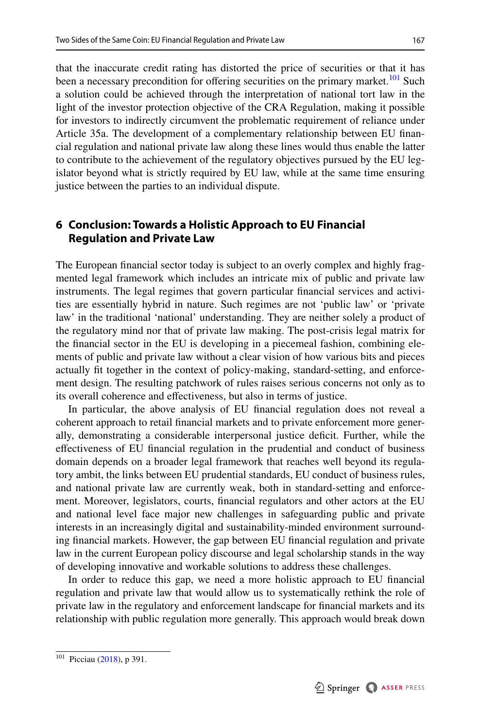that the inaccurate credit rating has distorted the price of securities or that it has been a necessary precondition for offering securities on the primary market.[101] Such a solution could be achieved through the interpretation of national tort law in the light of the investor protection objective of the CRA Regulation, making it possible for investors to indirectly circumvent the problematic requirement of reliance under Article 35a. The development of a complementary relationship between EU financial regulation and national private law along these lines would thus enable the latter to contribute to the achievement of the regulatory objectives pursued by the EU legislator beyond what is strictly required by EU law, while at the same time ensuring justice between the parties to an individual dispute.

## 6 Conclusion: Towards a Holistic Approach to EU Financial Regulation and Private Law

The European financial sector today is subject to an overly complex and highly fragmented legal framework which includes an intricate mix of public and private law instruments. The legal regimes that govern particular financial services and activities are essentially hybrid in nature. Such regimes are not 'public law' or 'private law' in the traditional 'national' understanding. They are neither solely a product of the regulatory mind nor that of private law making. The post-crisis legal matrix for the financial sector in the EU is developing in a piecemeal fashion, combining elements of public and private law without a clear vision of how various bits and pieces actually fit together in the context of policy-making, standard-setting, and enforcement design. The resulting patchwork of rules raises serious concerns not only as to its overall coherence and effectiveness, but also in terms of justice.

In particular, the above analysis of EU financial regulation does not reveal a coherent approach to retail financial markets and to private enforcement more generally, demonstrating a considerable interpersonal justice deficit. Further, while the effectiveness of EU financial regulation in the prudential and conduct of business domain depends on a broader legal framework that reaches well beyond its regulatory ambit, the links between EU prudential standards, EU conduct of business rules, and national private law are currently weak, both in standard-setting and enforcement. Moreover, legislators, courts, financial regulators and other actors at the EU and national level face major new challenges in safeguarding public and private interests in an increasingly digital and sustainability-minded environment surrounding financial markets. However, the gap between EU financial regulation and private law in the current European policy discourse and legal scholarship stands in the way of developing innovative and workable solutions to address these challenges.

In order to reduce this gap, we need a more holistic approach to EU financial regulation and private law that would allow us to systematically rethink the role of private law in the regulatory and enforcement landscape for financial markets and its relationship with public regulation more generally. This approach would break down

[101] Picciau (2018), p 391.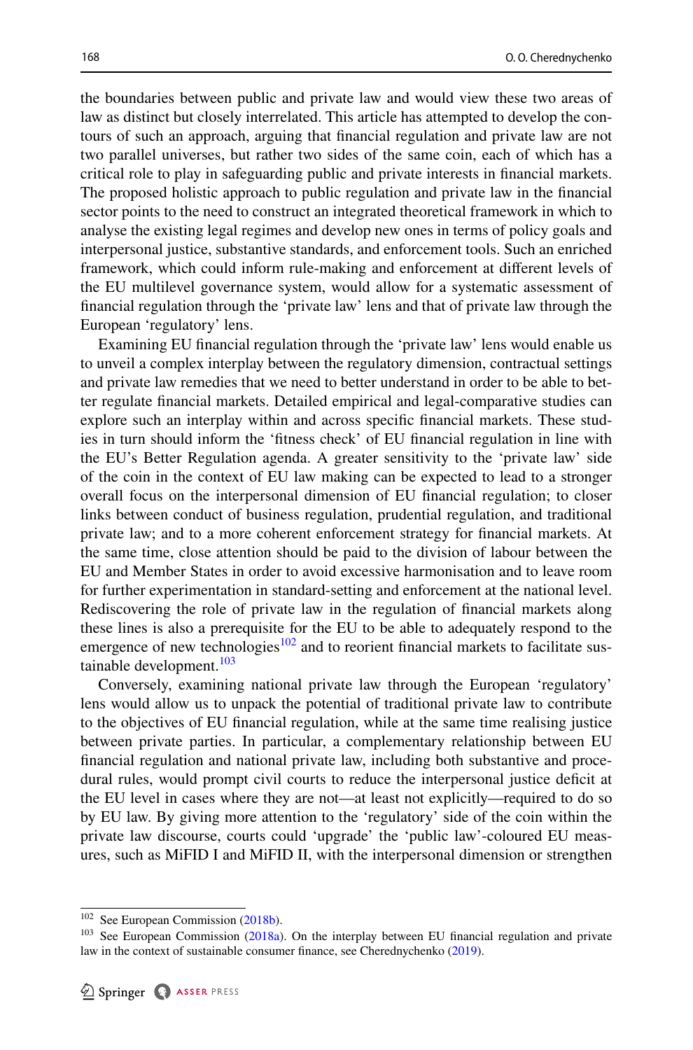the boundaries between public and private law and would view these two areas of law as distinct but closely interrelated. This article has attempted to develop the contours of such an approach, arguing that financial regulation and private law are not two parallel universes, but rather two sides of the same coin, each of which has a critical role to play in safeguarding public and private interests in financial markets. The proposed holistic approach to public regulation and private law in the financial sector points to the need to construct an integrated theoretical framework in which to analyse the existing legal regimes and develop new ones in terms of policy goals and interpersonal justice, substantive standards, and enforcement tools. Such an enriched framework, which could inform rule-making and enforcement at different levels of the EU multilevel governance system, would allow for a systematic assessment of financial regulation through the 'private law' lens and that of private law through the European 'regulatory' lens.

Examining EU financial regulation through the 'private law' lens would enable us to unveil a complex interplay between the regulatory dimension, contractual settings and private law remedies that we need to better understand in order to be able to better regulate financial markets. Detailed empirical and legal-comparative studies can explore such an interplay within and across specific financial markets. These studies in turn should inform the 'fitness check' of EU financial regulation in line with the EU's Better Regulation agenda. A greater sensitivity to the 'private law' side of the coin in the context of EU law making can be expected to lead to a stronger overall focus on the interpersonal dimension of EU financial regulation; to closer links between conduct of business regulation, prudential regulation, and traditional private law; and to a more coherent enforcement strategy for financial markets. At the same time, close attention should be paid to the division of labour between the EU and Member States in order to avoid excessive harmonisation and to leave room for further experimentation in standard-setting and enforcement at the national level. Rediscovering the role of private law in the regulation of financial markets along these lines is also a prerequisite for the EU to be able to adequately respond to the emergence of new technologies[102] and to reorient financial markets to facilitate sustainable development.[103]

Conversely, examining national private law through the European 'regulatory' lens would allow us to unpack the potential of traditional private law to contribute to the objectives of EU financial regulation, while at the same time realising justice between private parties. In particular, a complementary relationship between EU financial regulation and national private law, including both substantive and procedural rules, would prompt civil courts to reduce the interpersonal justice deficit at the EU level in cases where they are not—at least not explicitly—required to do so by EU law. By giving more attention to the 'regulatory' side of the coin within the private law discourse, courts could 'upgrade' the 'public law'-coloured EU measures, such as MiFID I and MiFID II, with the interpersonal dimension or strengthen

[102] See European Commission (2018b).

[103] See European Commission (2018a). On the interplay between EU financial regulation and private law in the context of sustainable consumer finance, see Cherednychenko (2019).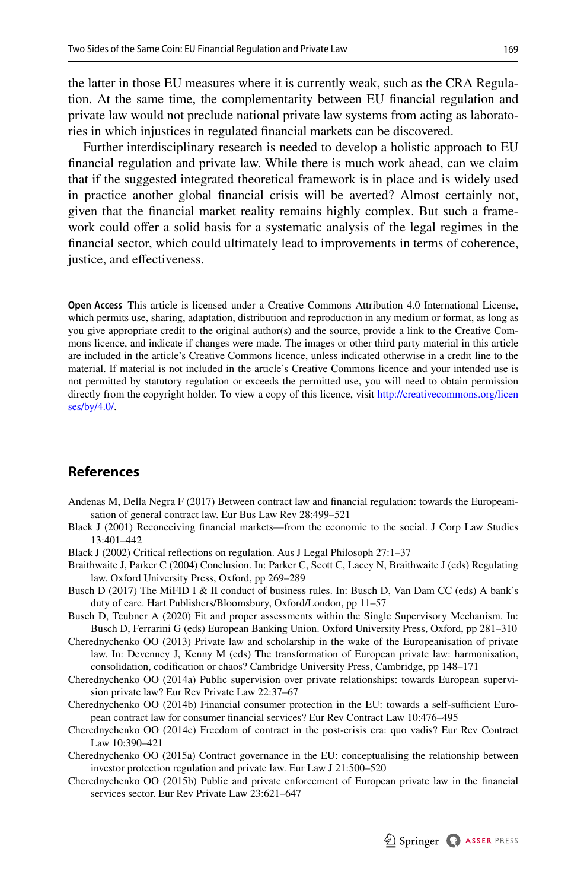the latter in those EU measures where it is currently weak, such as the CRA Regulation. At the same time, the complementarity between EU financial regulation and private law would not preclude national private law systems from acting as laboratories in which injustices in regulated financial markets can be discovered.

Further interdisciplinary research is needed to develop a holistic approach to EU financial regulation and private law. While there is much work ahead, can we claim that if the suggested integrated theoretical framework is in place and is widely used in practice another global financial crisis will be averted? Almost certainly not, given that the financial market reality remains highly complex. But such a framework could offer a solid basis for a systematic analysis of the legal regimes in the financial sector, which could ultimately lead to improvements in terms of coherence, justice, and effectiveness.

**Open Access** This article is licensed under a Creative Commons Attribution 4.0 International License, which permits use, sharing, adaptation, distribution and reproduction in any medium or format, as long as you give appropriate credit to the original author(s) and the source, provide a link to the Creative Commons licence, and indicate if changes were made. The images or other third party material in this article are included in the article's Creative Commons licence, unless indicated otherwise in a credit line to the material. If material is not included in the article's Creative Commons licence and your intended use is not permitted by statutory regulation or exceeds the permitted use, you will need to obtain permission directly from the copyright holder. To view a copy of this licence, visit http://creativecommons.org/licenses/by/4.0/.

## References

Andenas M, Della Negra F (2017) Between contract law and financial regulation: towards the Europeanisation of general contract law. Eur Bus Law Rev 28:499–521

Black J (2001) Reconceiving financial markets—from the economic to the social. J Corp Law Studies 13:401–442

Black J (2002) Critical reflections on regulation. Aus J Legal Philosoph 27:1–37

Braithwaite J, Parker C (2004) Conclusion. In: Parker C, Scott C, Lacey N, Braithwaite J (eds) Regulating law. Oxford University Press, Oxford, pp 269–289

Busch D (2017) The MiFID I & II conduct of business rules. In: Busch D, Van Dam CC (eds) A bank's duty of care. Hart Publishers/Bloomsbury, Oxford/London, pp 11–57

Busch D, Teubner A (2020) Fit and proper assessments within the Single Supervisory Mechanism. In: Busch D, Ferrarini G (eds) European Banking Union. Oxford University Press, Oxford, pp 281–310

Cherednychenko OO (2013) Private law and scholarship in the wake of the Europeanisation of private law. In: Devenney J, Kenny M (eds) The transformation of European private law: harmonisation, consolidation, codification or chaos? Cambridge University Press, Cambridge, pp 148–171

Cherednychenko OO (2014a) Public supervision over private relationships: towards European supervision private law? Eur Rev Private Law 22:37–67

Cherednychenko OO (2014b) Financial consumer protection in the EU: towards a self-sufficient European contract law for consumer financial services? Eur Rev Contract Law 10:476–495

Cherednychenko OO (2014c) Freedom of contract in the post-crisis era: quo vadis? Eur Rev Contract Law 10:390–421

Cherednychenko OO (2015a) Contract governance in the EU: conceptualising the relationship between investor protection regulation and private law. Eur Law J 21:500–520

Cherednychenko OO (2015b) Public and private enforcement of European private law in the financial services sector. Eur Rev Private Law 23:621–647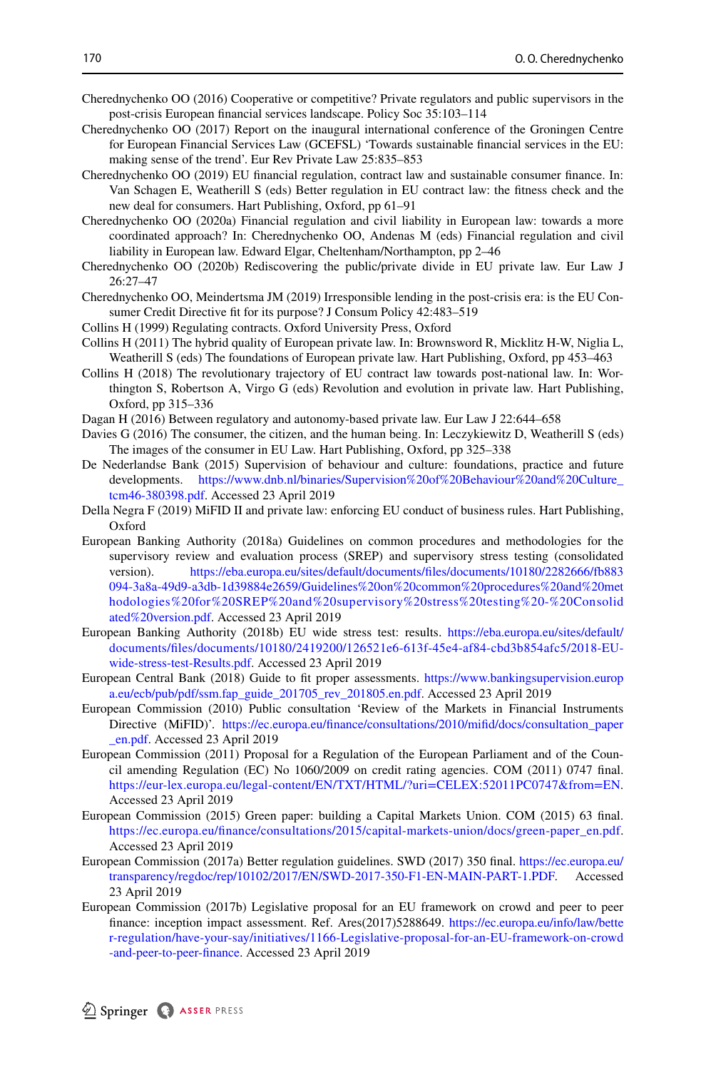Cherednychenko OO (2016) Cooperative or competitive? Private regulators and public supervisors in the post-crisis European financial services landscape. Policy Soc 35:103–114

Cherednychenko OO (2017) Report on the inaugural international conference of the Groningen Centre for European Financial Services Law (GCEFSL) 'Towards sustainable financial services in the EU: making sense of the trend'. Eur Rev Private Law 25:835–853

Cherednychenko OO (2019) EU financial regulation, contract law and sustainable consumer finance. In: Van Schagen E, Weatherill S (eds) Better regulation in EU contract law: the fitness check and the new deal for consumers. Hart Publishing, Oxford, pp 61–91

Cherednychenko OO (2020a) Financial regulation and civil liability in European law: towards a more coordinated approach? In: Cherednychenko OO, Andenas M (eds) Financial regulation and civil liability in European law. Edward Elgar, Cheltenham/Northampton, pp 2–46

Cherednychenko OO (2020b) Rediscovering the public/private divide in EU private law. Eur Law J 26:27–47

Cherednychenko OO, Meindertsma JM (2019) Irresponsible lending in the post-crisis era: is the EU Consumer Credit Directive fit for its purpose? J Consum Policy 42:483–519

Collins H (1999) Regulating contracts. Oxford University Press, Oxford

Collins H (2011) The hybrid quality of European private law. In: Brownsword R, Micklitz H-W, Niglia L, Weatherill S (eds) The foundations of European private law. Hart Publishing, Oxford, pp 453–463

Collins H (2018) The revolutionary trajectory of EU contract law towards post-national law. In: Worthington S, Robertson A, Virgo G (eds) Revolution and evolution in private law. Hart Publishing, Oxford, pp 315–336

Dagan H (2016) Between regulatory and autonomy-based private law. Eur Law J 22:644–658

Davies G (2016) The consumer, the citizen, and the human being. In: Leczykiewitz D, Weatherill S (eds) The images of the consumer in EU Law. Hart Publishing, Oxford, pp 325–338

De Nederlandse Bank (2015) Supervision of behaviour and culture: foundations, practice and future developments. https://www.dnb.nl/binaries/Supervision%20of%20Behaviour%20and%20Culture_tcm46-380398.pdf. Accessed 23 April 2019

Della Negra F (2019) MiFID II and private law: enforcing EU conduct of business rules. Hart Publishing, Oxford

European Banking Authority (2018a) Guidelines on common procedures and methodologies for the supervisory review and evaluation process (SREP) and supervisory stress testing (consolidated version). https://eba.europa.eu/sites/default/documents/files/documents/10180/2282666/fb883094-3a8a-49d9-a3db-1d39884e2659/Guidelines%20on%20common%20procedures%20and%20methodologies%20for%20SREP%20and%20supervisory%20stress%20testing%20-%20Consolidated%20version.pdf. Accessed 23 April 2019

European Banking Authority (2018b) EU wide stress test: results. https://eba.europa.eu/sites/default/documents/files/documents/10180/2419200/126521e6-613f-45e4-af84-cbd3b854afc5/2018-EU-wide-stress-test-Results.pdf. Accessed 23 April 2019

European Central Bank (2018) Guide to fit proper assessments. https://www.bankingsupervision.europa.eu/ecb/pub/pdf/ssm.fap_guide_201705_rev_201805.en.pdf. Accessed 23 April 2019

European Commission (2010) Public consultation 'Review of the Markets in Financial Instruments Directive (MiFID)'. https://ec.europa.eu/finance/consultations/2010/mifid/docs/consultation_paper_en.pdf. Accessed 23 April 2019

European Commission (2011) Proposal for a Regulation of the European Parliament and of the Council amending Regulation (EC) No 1060/2009 on credit rating agencies. COM (2011) 0747 final. https://eur-lex.europa.eu/legal-content/EN/TXT/HTML/?uri=CELEX:52011PC0747&from=EN. Accessed 23 April 2019

European Commission (2015) Green paper: building a Capital Markets Union. COM (2015) 63 final. https://ec.europa.eu/finance/consultations/2015/capital-markets-union/docs/green-paper_en.pdf. Accessed 23 April 2019

European Commission (2017a) Better regulation guidelines. SWD (2017) 350 final. https://ec.europa.eu/transparency/regdoc/rep/10102/2017/EN/SWD-2017-350-F1-EN-MAIN-PART-1.PDF. Accessed 23 April 2019

European Commission (2017b) Legislative proposal for an EU framework on crowd and peer to peer finance: inception impact assessment. Ref. Ares(2017)5288649. https://ec.europa.eu/info/law/better-regulation/have-your-say/initiatives/1166-Legislative-proposal-for-an-EU-framework-on-crowd-and-peer-to-peer-finance. Accessed 23 April 2019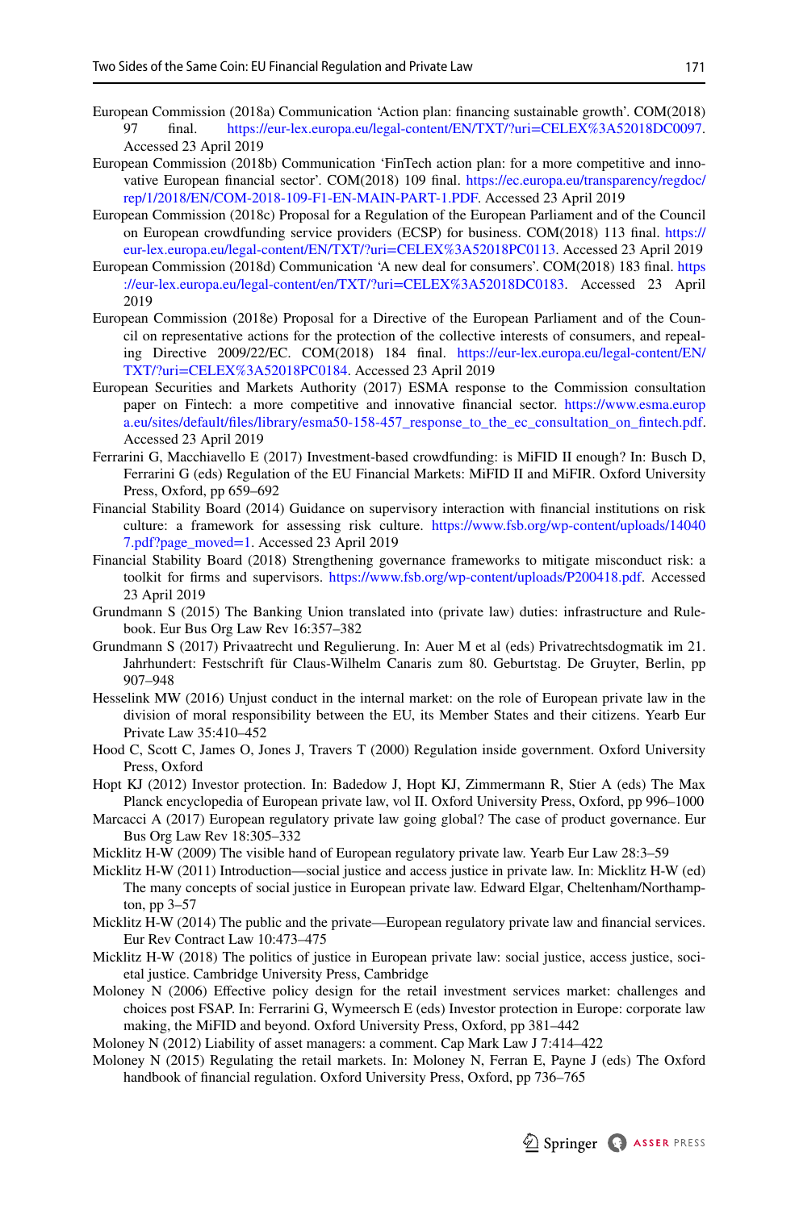European Commission (2018a) Communication 'Action plan: financing sustainable growth'. COM(2018) 97 final. https://eur-lex.europa.eu/legal-content/EN/TXT/?uri=CELEX%3A52018DC0097. Accessed 23 April 2019

European Commission (2018b) Communication 'FinTech action plan: for a more competitive and innovative European financial sector'. COM(2018) 109 final. https://ec.europa.eu/transparency/regdoc/rep/1/2018/EN/COM-2018-109-F1-EN-MAIN-PART-1.PDF. Accessed 23 April 2019

European Commission (2018c) Proposal for a Regulation of the European Parliament and of the Council on European crowdfunding service providers (ECSP) for business. COM(2018) 113 final. https://eur-lex.europa.eu/legal-content/EN/TXT/?uri=CELEX%3A52018PC0113. Accessed 23 April 2019

European Commission (2018d) Communication 'A new deal for consumers'. COM(2018) 183 final. https://eur-lex.europa.eu/legal-content/en/TXT/?uri=CELEX%3A52018DC0183. Accessed 23 April 2019

European Commission (2018e) Proposal for a Directive of the European Parliament and of the Council on representative actions for the protection of the collective interests of consumers, and repealing Directive 2009/22/EC. COM(2018) 184 final. https://eur-lex.europa.eu/legal-content/EN/TXT/?uri=CELEX%3A52018PC0184. Accessed 23 April 2019

European Securities and Markets Authority (2017) ESMA response to the Commission consultation paper on Fintech: a more competitive and innovative financial sector. https://www.esma.europa.eu/sites/default/files/library/esma50-158-457_response_to_the_ec_consultation_on_fintech.pdf. Accessed 23 April 2019

Ferrarini G, Macchiavello E (2017) Investment-based crowdfunding: is MiFID II enough? In: Busch D, Ferrarini G (eds) Regulation of the EU Financial Markets: MiFID II and MiFIR. Oxford University Press, Oxford, pp 659–692

Financial Stability Board (2014) Guidance on supervisory interaction with financial institutions on risk culture: a framework for assessing risk culture. https://www.fsb.org/wp-content/uploads/140407.pdf?page_moved=1. Accessed 23 April 2019

Financial Stability Board (2018) Strengthening governance frameworks to mitigate misconduct risk: a toolkit for firms and supervisors. https://www.fsb.org/wp-content/uploads/P200418.pdf. Accessed 23 April 2019

Grundmann S (2015) The Banking Union translated into (private law) duties: infrastructure and Rulebook. Eur Bus Org Law Rev 16:357–382

Grundmann S (2017) Privaatrecht und Regulierung. In: Auer M et al (eds) Privatrechtsdogmatik im 21. Jahrhundert: Festschrift für Claus-Wilhelm Canaris zum 80. Geburtstag. De Gruyter, Berlin, pp 907–948

Hesselink MW (2016) Unjust conduct in the internal market: on the role of European private law in the division of moral responsibility between the EU, its Member States and their citizens. Yearb Eur Private Law 35:410–452

Hood C, Scott C, James O, Jones J, Travers T (2000) Regulation inside government. Oxford University Press, Oxford

Hopt KJ (2012) Investor protection. In: Badedow J, Hopt KJ, Zimmermann R, Stier A (eds) The Max Planck encyclopedia of European private law, vol II. Oxford University Press, Oxford, pp 996–1000

Marcacci A (2017) European regulatory private law going global? The case of product governance. Eur Bus Org Law Rev 18:305–332

Micklitz H-W (2009) The visible hand of European regulatory private law. Yearb Eur Law 28:3–59

Micklitz H-W (2011) Introduction—social justice and access justice in private law. In: Micklitz H-W (ed) The many concepts of social justice in European private law. Edward Elgar, Cheltenham/Northampton, pp 3–57

Micklitz H-W (2014) The public and the private—European regulatory private law and financial services. Eur Rev Contract Law 10:473–475

Micklitz H-W (2018) The politics of justice in European private law: social justice, access justice, societal justice. Cambridge University Press, Cambridge

Moloney N (2006) Effective policy design for the retail investment services market: challenges and choices post FSAP. In: Ferrarini G, Wymeersch E (eds) Investor protection in Europe: corporate law making, the MiFID and beyond. Oxford University Press, Oxford, pp 381–442

Moloney N (2012) Liability of asset managers: a comment. Cap Mark Law J 7:414–422

Moloney N (2015) Regulating the retail markets. In: Moloney N, Ferran E, Payne J (eds) The Oxford handbook of financial regulation. Oxford University Press, Oxford, pp 736–765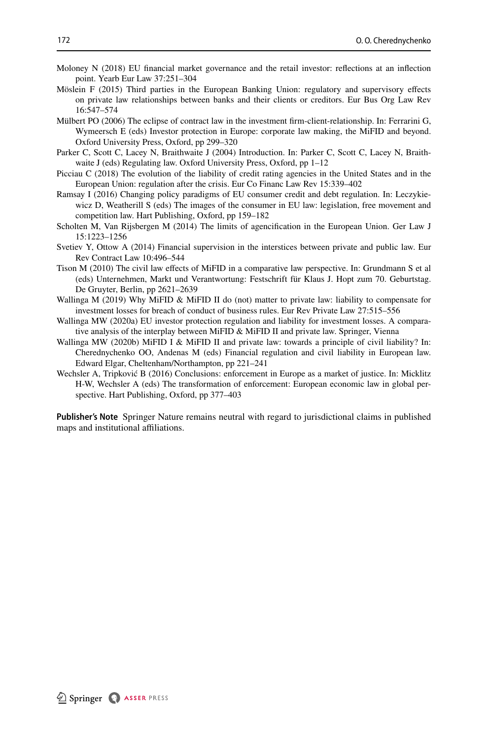Moloney N (2018) EU financial market governance and the retail investor: reflections at an inflection point. Yearb Eur Law 37:251–304

Möslein F (2015) Third parties in the European Banking Union: regulatory and supervisory effects on private law relationships between banks and their clients or creditors. Eur Bus Org Law Rev 16:547–574

Mülbert PO (2006) The eclipse of contract law in the investment firm-client-relationship. In: Ferrarini G, Wymeersch E (eds) Investor protection in Europe: corporate law making, the MiFID and beyond. Oxford University Press, Oxford, pp 299–320

Parker C, Scott C, Lacey N, Braithwaite J (2004) Introduction. In: Parker C, Scott C, Lacey N, Braithwaite J (eds) Regulating law. Oxford University Press, Oxford, pp 1–12

Picciau C (2018) The evolution of the liability of credit rating agencies in the United States and in the European Union: regulation after the crisis. Eur Co Financ Law Rev 15:339–402

Ramsay I (2016) Changing policy paradigms of EU consumer credit and debt regulation. In: Leczykiewicz D, Weatherill S (eds) The images of the consumer in EU law: legislation, free movement and competition law. Hart Publishing, Oxford, pp 159–182

Scholten M, Van Rijsbergen M (2014) The limits of agencification in the European Union. Ger Law J 15:1223–1256

Svetiev Y, Ottow A (2014) Financial supervision in the interstices between private and public law. Eur Rev Contract Law 10:496–544

Tison M (2010) The civil law effects of MiFID in a comparative law perspective. In: Grundmann S et al (eds) Unternehmen, Markt und Verantwortung: Festschrift für Klaus J. Hopt zum 70. Geburtstag. De Gruyter, Berlin, pp 2621–2639

Wallinga M (2019) Why MiFID & MiFID II do (not) matter to private law: liability to compensate for investment losses for breach of conduct of business rules. Eur Rev Private Law 27:515–556

Wallinga MW (2020a) EU investor protection regulation and liability for investment losses. A comparative analysis of the interplay between MiFID & MiFID II and private law. Springer, Vienna

Wallinga MW (2020b) MiFID I & MiFID II and private law: towards a principle of civil liability? In: Cherednychenko OO, Andenas M (eds) Financial regulation and civil liability in European law. Edward Elgar, Cheltenham/Northampton, pp 221–241

Wechsler A, Tripković B (2016) Conclusions: enforcement in Europe as a market of justice. In: Micklitz H-W, Wechsler A (eds) The transformation of enforcement: European economic law in global perspective. Hart Publishing, Oxford, pp 377–403

**Publisher's Note** Springer Nature remains neutral with regard to jurisdictional claims in published maps and institutional affiliations.